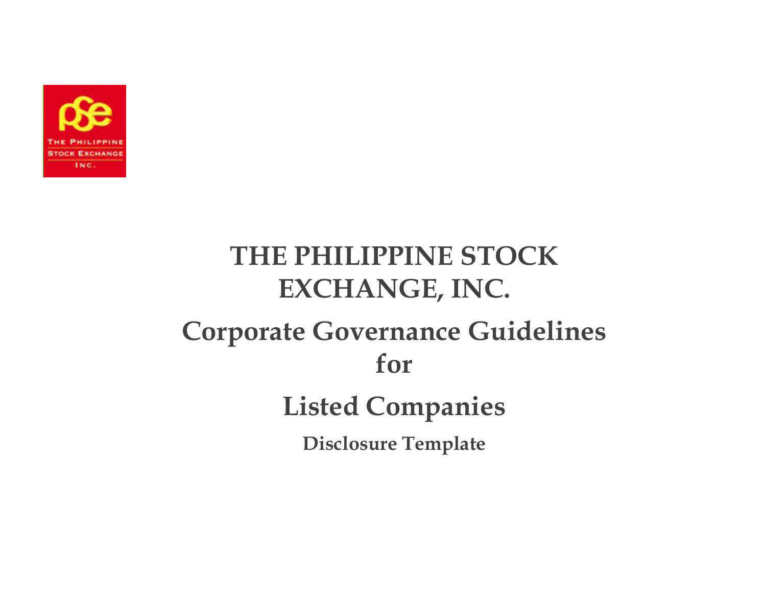# THE PHILIPPINE STOCK EXCHANGE, INC.

## Corporate Governance Guidelines for Listed Companies

### Disclosure Template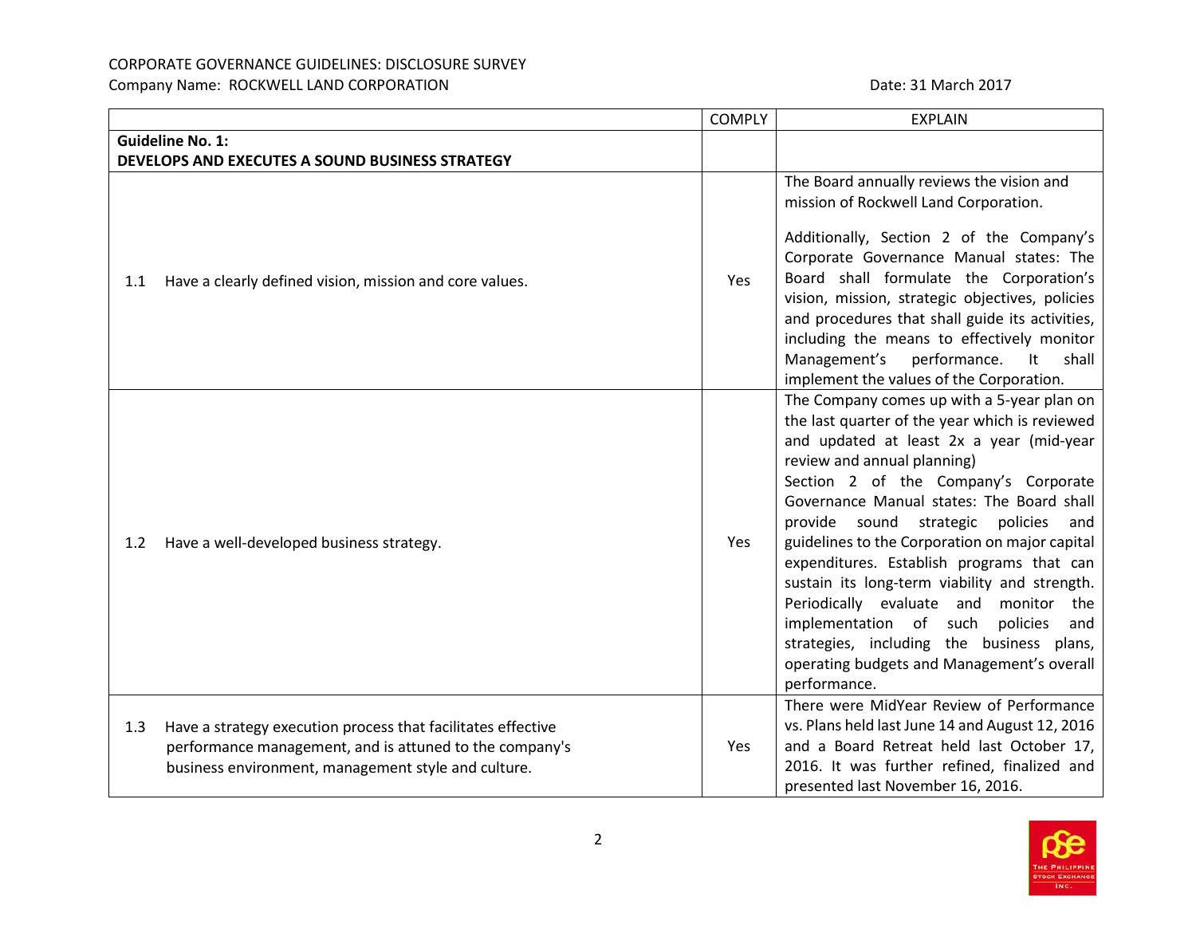CORPORATE GOVERNANCE GUIDELINES: DISCLOSURE SURVEY

Company Name: ROCKWELL LAND CORPORATION

Date: 31 March 2017

| | COMPLY | EXPLAIN |
|---|---|---|
| **Guideline No. 1: DEVELOPS AND EXECUTES A SOUND BUSINESS STRATEGY** | | |
| 1.1 Have a clearly defined vision, mission and core values. | Yes | The Board annually reviews the vision and mission of Rockwell Land Corporation.<br><br>Additionally, Section 2 of the Company's Corporate Governance Manual states: The Board shall formulate the Corporation's vision, mission, strategic objectives, policies and procedures that shall guide its activities, including the means to effectively monitor Management's performance. It shall implement the values of the Corporation. |
| 1.2 Have a well-developed business strategy. | Yes | The Company comes up with a 5-year plan on the last quarter of the year which is reviewed and updated at least 2x a year (mid-year review and annual planning)<br>Section 2 of the Company's Corporate Governance Manual states: The Board shall provide sound strategic policies and guidelines to the Corporation on major capital expenditures. Establish programs that can sustain its long-term viability and strength. Periodically evaluate and monitor the implementation of such policies and strategies, including the business plans, operating budgets and Management's overall performance. |
| 1.3 Have a strategy execution process that facilitates effective performance management, and is attuned to the company's business environment, management style and culture. | Yes | There were MidYear Review of Performance vs. Plans held last June 14 and August 12, 2016 and a Board Retreat held last October 17, 2016. It was further refined, finalized and presented last November 16, 2016. |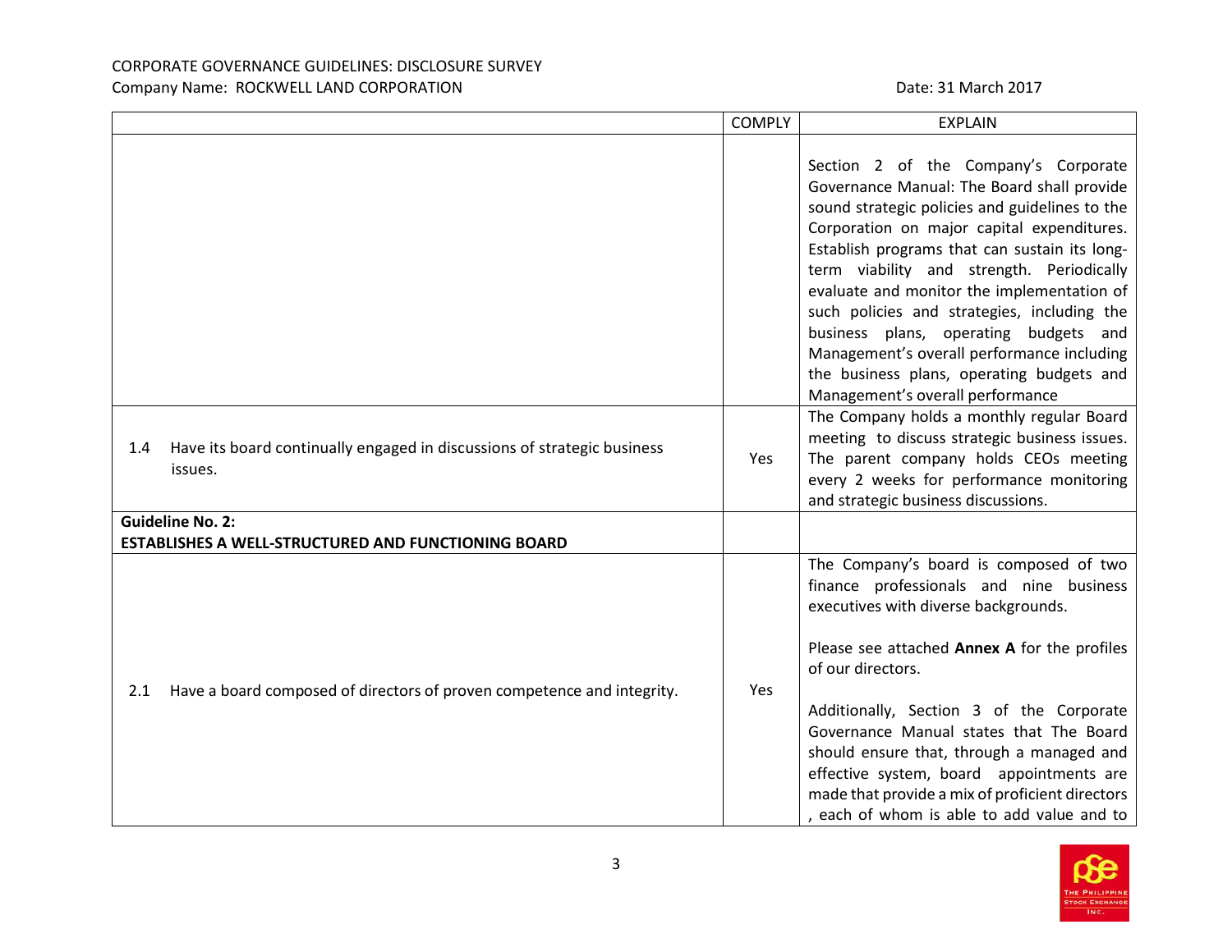CORPORATE GOVERNANCE GUIDELINES: DISCLOSURE SURVEY
Company Name: ROCKWELL LAND CORPORATION

Date: 31 March 2017

| | COMPLY | EXPLAIN |
|---|---|---|
| | | Section 2 of the Company's Corporate Governance Manual: The Board shall provide sound strategic policies and guidelines to the Corporation on major capital expenditures. Establish programs that can sustain its long-term viability and strength. Periodically evaluate and monitor the implementation of such policies and strategies, including the business plans, operating budgets and Management's overall performance including the business plans, operating budgets and Management's overall performance |
| 1.4 Have its board continually engaged in discussions of strategic business issues. | Yes | The Company holds a monthly regular Board meeting to discuss strategic business issues. The parent company holds CEOs meeting every 2 weeks for performance monitoring and strategic business discussions. |
| **Guideline No. 2: ESTABLISHES A WELL-STRUCTURED AND FUNCTIONING BOARD** | | |
| 2.1 Have a board composed of directors of proven competence and integrity. | Yes | The Company's board is composed of two finance professionals and nine business executives with diverse backgrounds.<br><br>Please see attached **Annex A** for the profiles of our directors.<br><br>Additionally, Section 3 of the Corporate Governance Manual states that The Board should ensure that, through a managed and effective system, board appointments are made that provide a mix of proficient directors , each of whom is able to add value and to |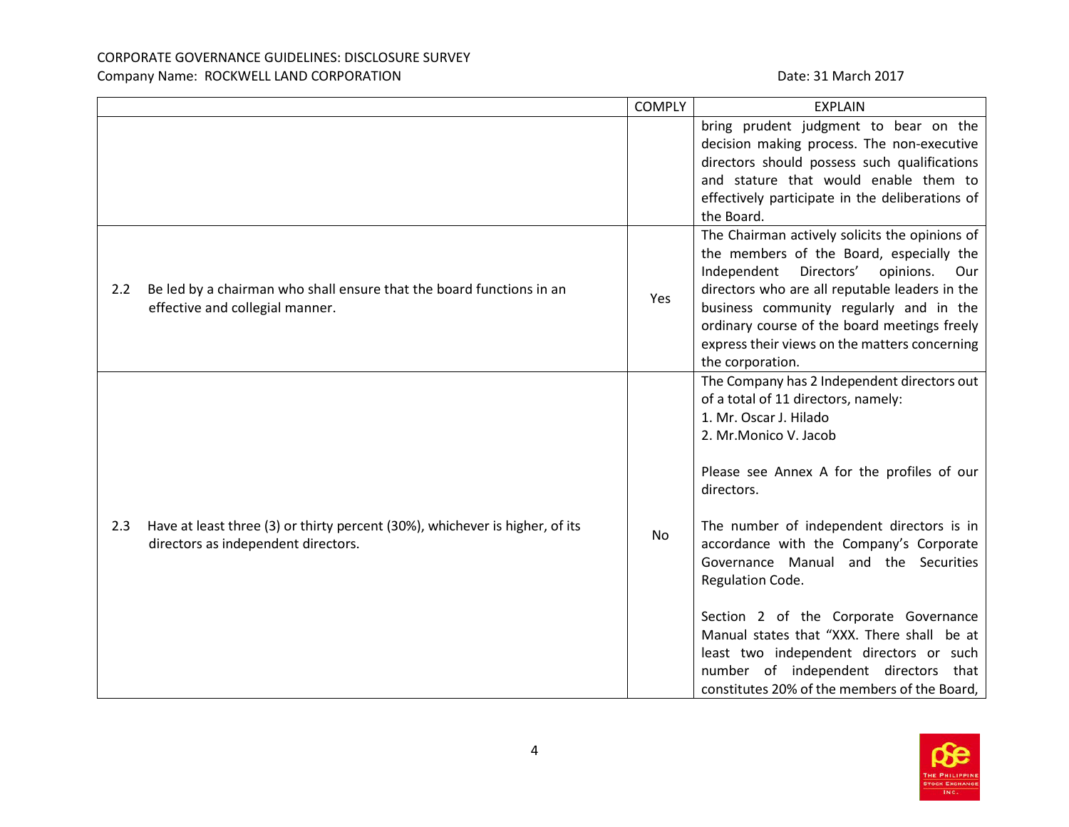| | COMPLY | EXPLAIN |
|---|---|---|
| | | bring prudent judgment to bear on the decision making process. The non-executive directors should possess such qualifications and stature that would enable them to effectively participate in the deliberations of the Board. |
| 2.2 Be led by a chairman who shall ensure that the board functions in an effective and collegial manner. | Yes | The Chairman actively solicits the opinions of the members of the Board, especially the Independent Directors' opinions. Our directors who are all reputable leaders in the business community regularly and in the ordinary course of the board meetings freely express their views on the matters concerning the corporation. |
| 2.3 Have at least three (3) or thirty percent (30%), whichever is higher, of its directors as independent directors. | No | The Company has 2 Independent directors out of a total of 11 directors, namely:<br>1. Mr. Oscar J. Hilado<br>2. Mr.Monico V. Jacob<br><br>Please see Annex A for the profiles of our directors.<br><br>The number of independent directors is in accordance with the Company's Corporate Governance Manual and the Securities Regulation Code.<br><br>Section 2 of the Corporate Governance Manual states that "XXX. There shall be at least two independent directors or such number of independent directors that constitutes 20% of the members of the Board, |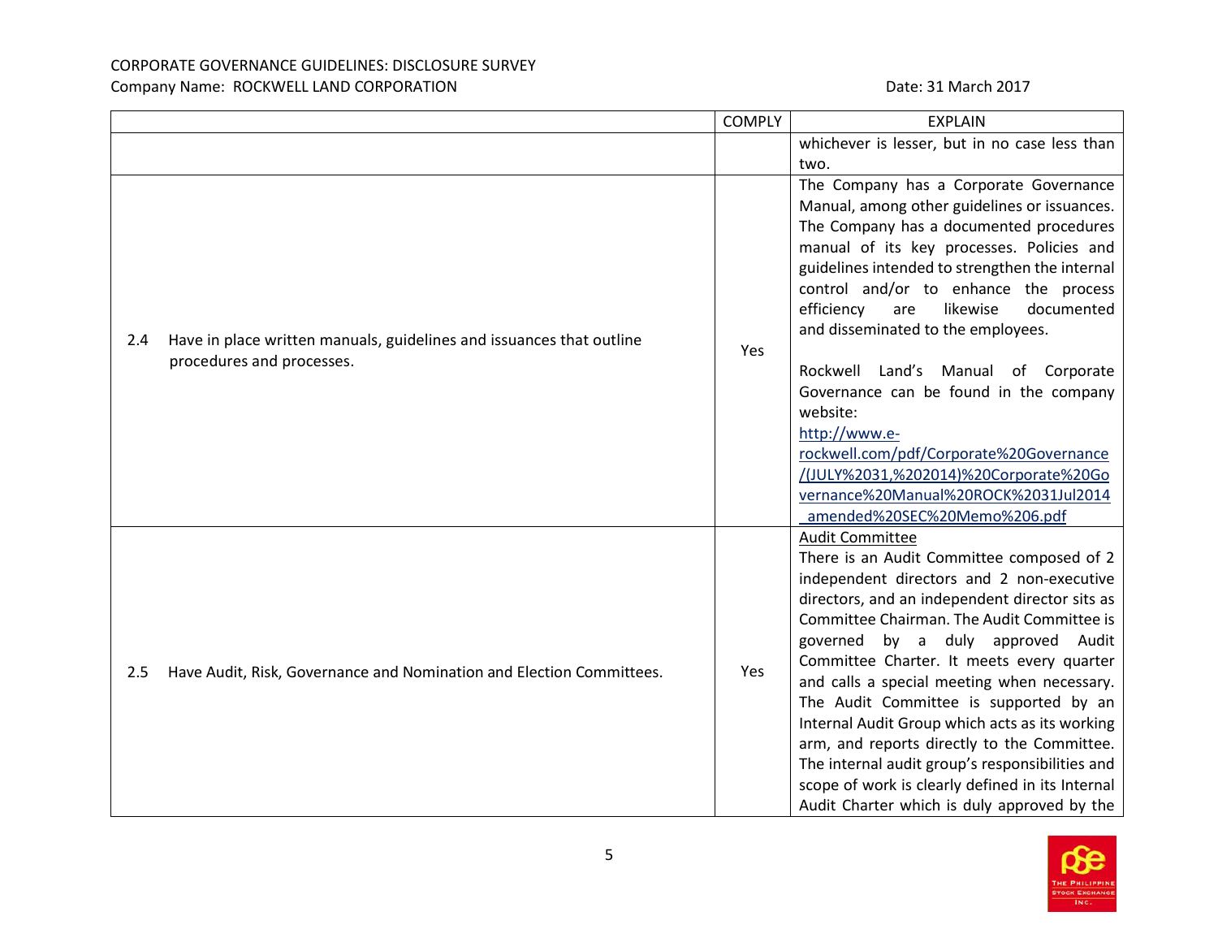CORPORATE GOVERNANCE GUIDELINES: DISCLOSURE SURVEY
Company Name: ROCKWELL LAND CORPORATION

Date: 31 March 2017

| | COMPLY | EXPLAIN |
|---|---|---|
| | | whichever is lesser, but in no case less than two. |
| 2.4 Have in place written manuals, guidelines and issuances that outline procedures and processes. | Yes | The Company has a Corporate Governance Manual, among other guidelines or issuances. The Company has a documented procedures manual of its key processes. Policies and guidelines intended to strengthen the internal control and/or to enhance the process efficiency are likewise documented and disseminated to the employees.<br><br>Rockwell Land's Manual of Corporate Governance can be found in the company website:<br>http://www.e-rockwell.com/pdf/Corporate%20Governance/(JULY%2031,%202014)%20Corporate%20Governance%20Manual%20ROCK%2031Jul2014_amended%20SEC%20Memo%206.pdf |
| 2.5 Have Audit, Risk, Governance and Nomination and Election Committees. | Yes | Audit Committee<br>There is an Audit Committee composed of 2 independent directors and 2 non-executive directors, and an independent director sits as Committee Chairman. The Audit Committee is governed by a duly approved Audit Committee Charter. It meets every quarter and calls a special meeting when necessary. The Audit Committee is supported by an Internal Audit Group which acts as its working arm, and reports directly to the Committee. The internal audit group's responsibilities and scope of work is clearly defined in its Internal Audit Charter which is duly approved by the |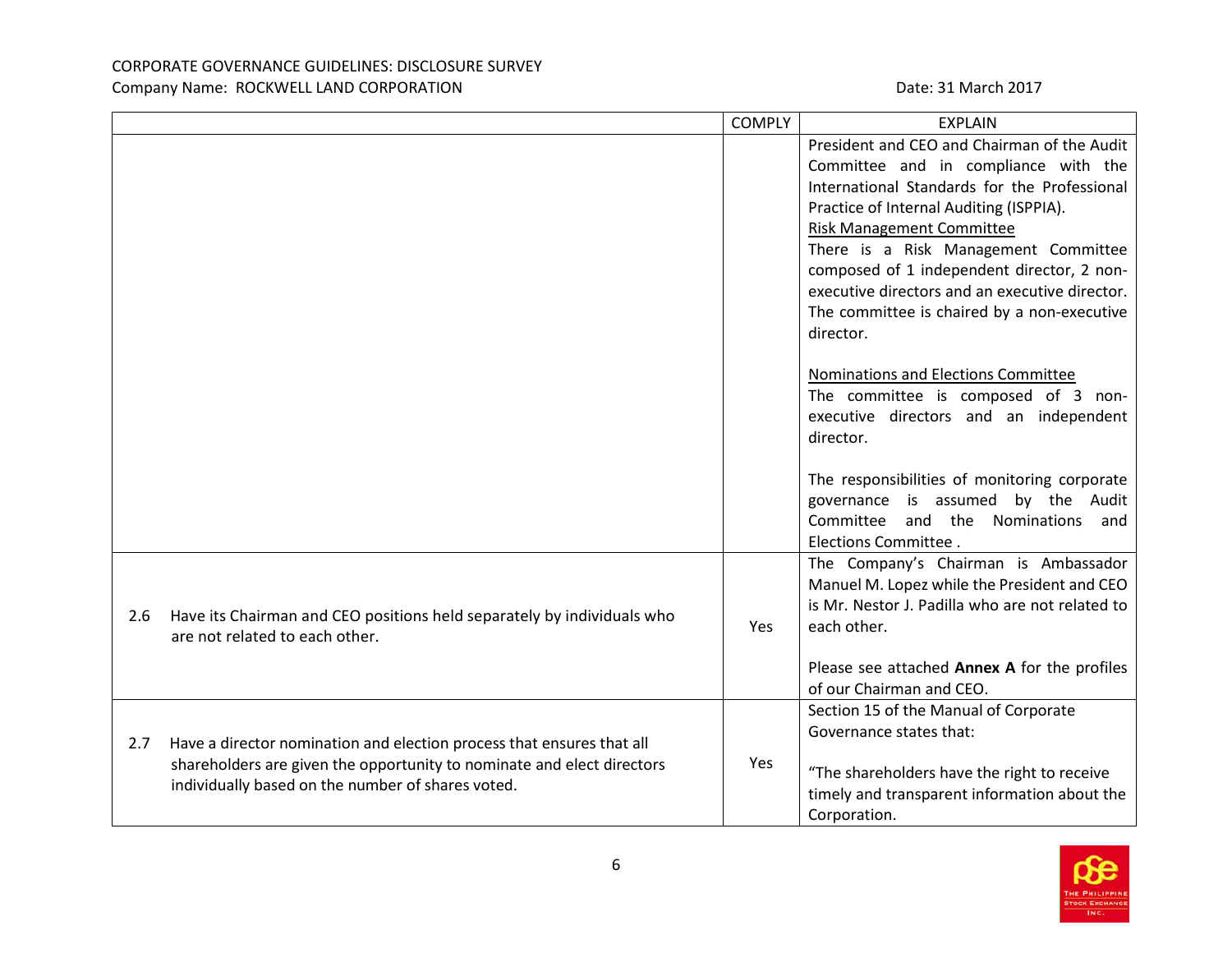| | COMPLY | EXPLAIN |
|---|---|---|
| | | President and CEO and Chairman of the Audit Committee and in compliance with the International Standards for the Professional Practice of Internal Auditing (ISPPIA).<br><u>Risk Management Committee</u><br>There is a Risk Management Committee composed of 1 independent director, 2 non-executive directors and an executive director. The committee is chaired by a non-executive director.<br><br><u>Nominations and Elections Committee</u><br>The committee is composed of 3 non-executive directors and an independent director.<br><br>The responsibilities of monitoring corporate governance is assumed by the Audit Committee and the Nominations and Elections Committee . |
| 2.6 Have its Chairman and CEO positions held separately by individuals who are not related to each other. | Yes | The Company's Chairman is Ambassador Manuel M. Lopez while the President and CEO is Mr. Nestor J. Padilla who are not related to each other.<br><br>Please see attached **Annex A** for the profiles of our Chairman and CEO. |
| 2.7 Have a director nomination and election process that ensures that all shareholders are given the opportunity to nominate and elect directors individually based on the number of shares voted. | Yes | Section 15 of the Manual of Corporate Governance states that:<br><br>"The shareholders have the right to receive timely and transparent information about the Corporation. |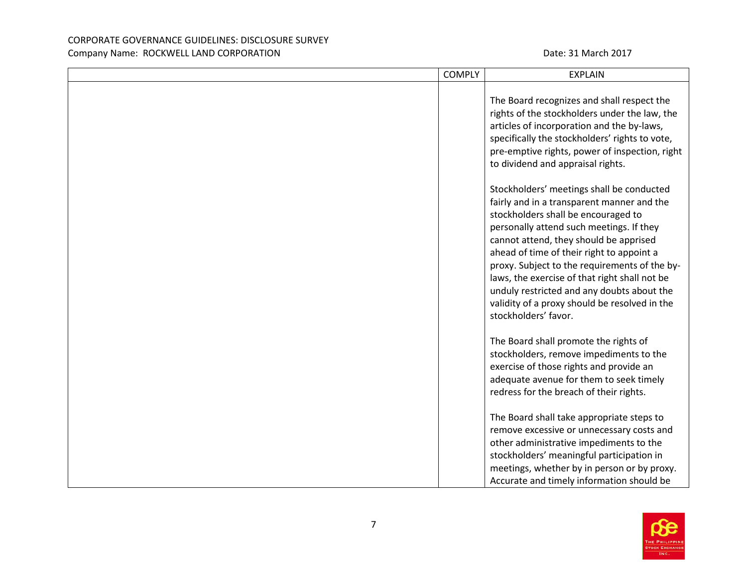CORPORATE GOVERNANCE GUIDELINES: DISCLOSURE SURVEY
Company Name: ROCKWELL LAND CORPORATION Date: 31 March 2017

| | COMPLY | EXPLAIN |
|---|---|---|
| | | The Board recognizes and shall respect the rights of the stockholders under the law, the articles of incorporation and the by-laws, specifically the stockholders' rights to vote, pre-emptive rights, power of inspection, right to dividend and appraisal rights.<br><br>Stockholders' meetings shall be conducted fairly and in a transparent manner and the stockholders shall be encouraged to personally attend such meetings. If they cannot attend, they should be apprised ahead of time of their right to appoint a proxy. Subject to the requirements of the by-laws, the exercise of that right shall not be unduly restricted and any doubts about the validity of a proxy should be resolved in the stockholders' favor.<br><br>The Board shall promote the rights of stockholders, remove impediments to the exercise of those rights and provide an adequate avenue for them to seek timely redress for the breach of their rights.<br><br>The Board shall take appropriate steps to remove excessive or unnecessary costs and other administrative impediments to the stockholders' meaningful participation in meetings, whether by in person or by proxy. Accurate and timely information should be |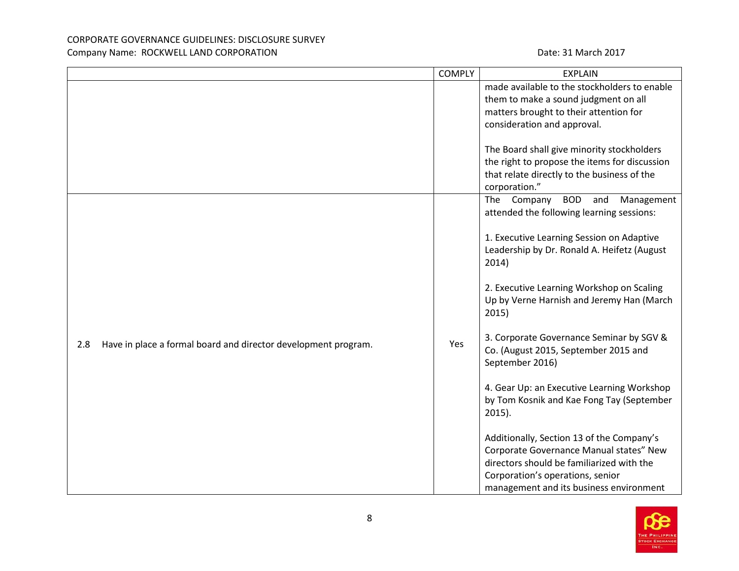| | COMPLY | EXPLAIN |
|---|---|---|
| | | made available to the stockholders to enable them to make a sound judgment on all matters brought to their attention for consideration and approval.<br><br>The Board shall give minority stockholders the right to propose the items for discussion that relate directly to the business of the corporation." |
| 2.8 Have in place a formal board and director development program. | Yes | The Company BOD and Management attended the following learning sessions:<br><br>1. Executive Learning Session on Adaptive Leadership by Dr. Ronald A. Heifetz (August 2014)<br><br>2. Executive Learning Workshop on Scaling Up by Verne Harnish and Jeremy Han (March 2015)<br><br>3. Corporate Governance Seminar by SGV & Co. (August 2015, September 2015 and September 2016)<br><br>4. Gear Up: an Executive Learning Workshop by Tom Kosnik and Kae Fong Tay (September 2015).<br><br>Additionally, Section 13 of the Company's Corporate Governance Manual states" New directors should be familiarized with the Corporation's operations, senior management and its business environment |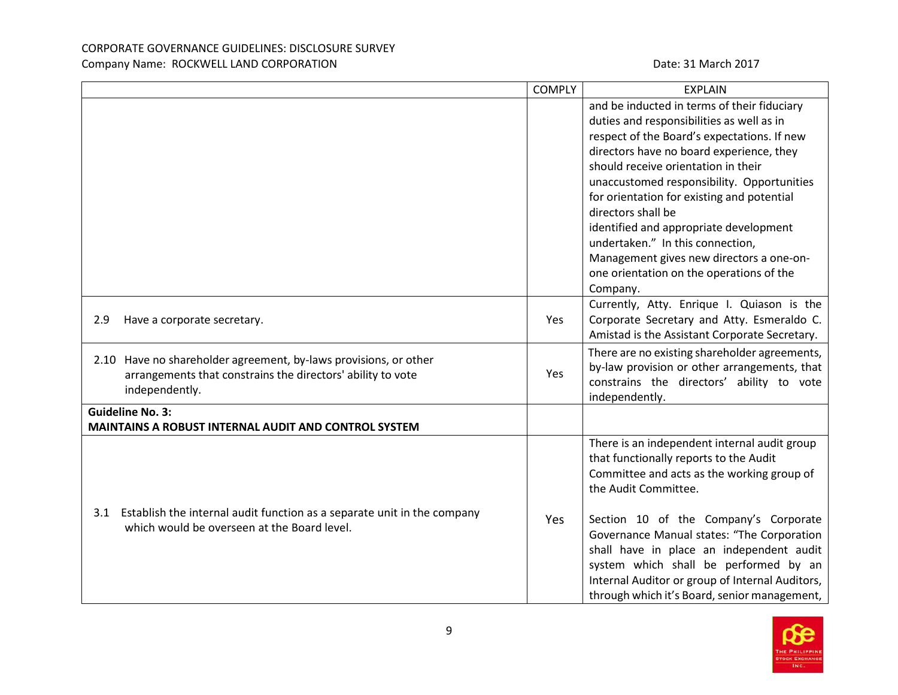| | COMPLY | EXPLAIN |
|---|---|---|
| | | and be inducted in terms of their fiduciary duties and responsibilities as well as in respect of the Board's expectations. If new directors have no board experience, they should receive orientation in their unaccustomed responsibility. Opportunities for orientation for existing and potential directors shall be identified and appropriate development undertaken." In this connection, Management gives new directors a one-on-one orientation on the operations of the Company. |
| 2.9 Have a corporate secretary. | Yes | Currently, Atty. Enrique I. Quiason is the Corporate Secretary and Atty. Esmeraldo C. Amistad is the Assistant Corporate Secretary. |
| 2.10 Have no shareholder agreement, by-laws provisions, or other arrangements that constrains the directors' ability to vote independently. | Yes | There are no existing shareholder agreements, by-law provision or other arrangements, that constrains the directors' ability to vote independently. |
| **Guideline No. 3: MAINTAINS A ROBUST INTERNAL AUDIT AND CONTROL SYSTEM** | | |
| 3.1 Establish the internal audit function as a separate unit in the company which would be overseen at the Board level. | Yes | There is an independent internal audit group that functionally reports to the Audit Committee and acts as the working group of the Audit Committee.<br><br>Section 10 of the Company's Corporate Governance Manual states: "The Corporation shall have in place an independent audit system which shall be performed by an Internal Auditor or group of Internal Auditors, through which it's Board, senior management, |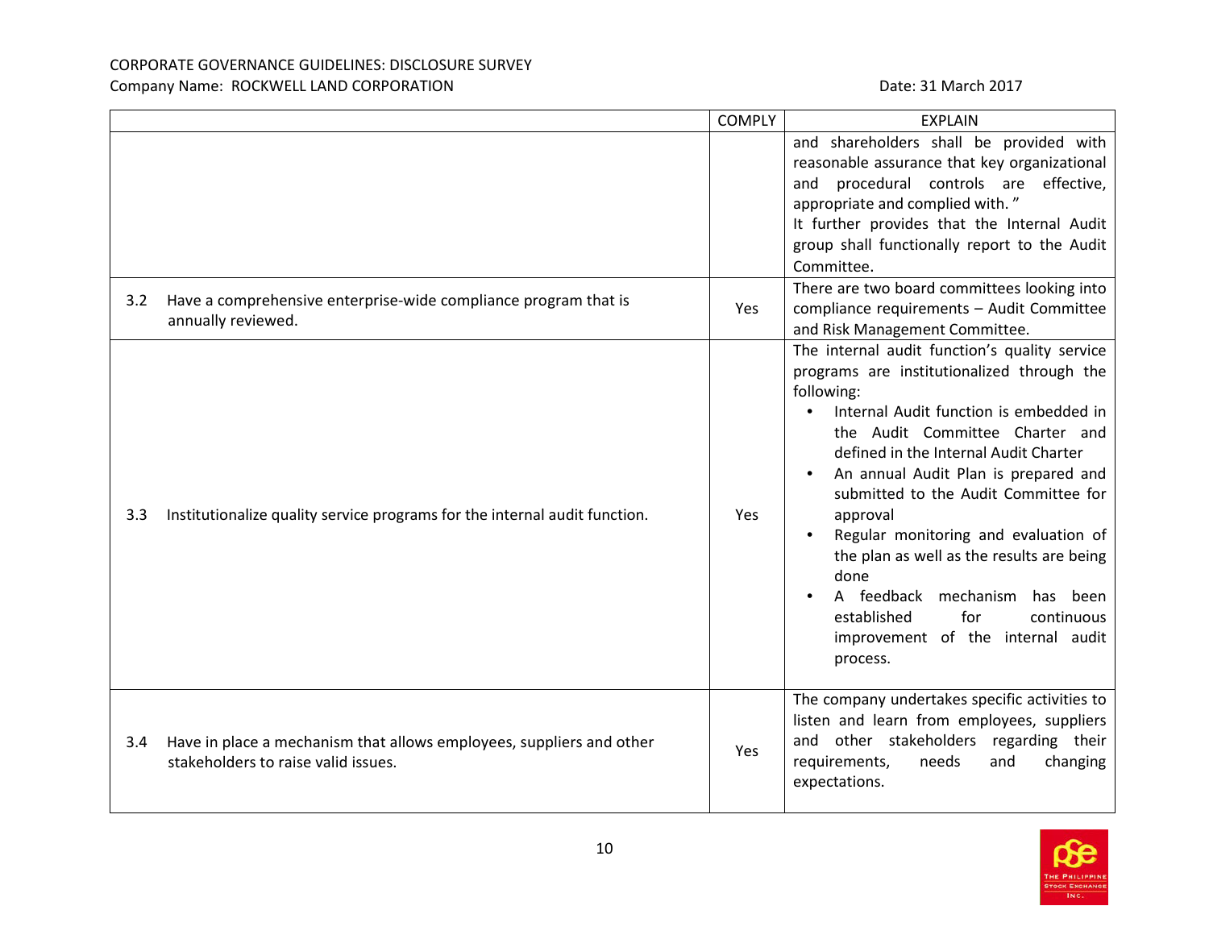CORPORATE GOVERNANCE GUIDELINES: DISCLOSURE SURVEY
Company Name: ROCKWELL LAND CORPORATION Date: 31 March 2017

| | COMPLY | EXPLAIN |
|---|---|---|
| | | and shareholders shall be provided with reasonable assurance that key organizational and procedural controls are effective, appropriate and complied with."<br>It further provides that the Internal Audit group shall functionally report to the Audit Committee. |
| 3.2 Have a comprehensive enterprise-wide compliance program that is annually reviewed. | Yes | There are two board committees looking into compliance requirements – Audit Committee and Risk Management Committee. |
| 3.3 Institutionalize quality service programs for the internal audit function. | Yes | The internal audit function's quality service programs are institutionalized through the following:<br>• Internal Audit function is embedded in the Audit Committee Charter and defined in the Internal Audit Charter<br>• An annual Audit Plan is prepared and submitted to the Audit Committee for approval<br>• Regular monitoring and evaluation of the plan as well as the results are being done<br>• A feedback mechanism has been established for continuous improvement of the internal audit process. |
| 3.4 Have in place a mechanism that allows employees, suppliers and other stakeholders to raise valid issues. | Yes | The company undertakes specific activities to listen and learn from employees, suppliers and other stakeholders regarding their requirements, needs and changing expectations. |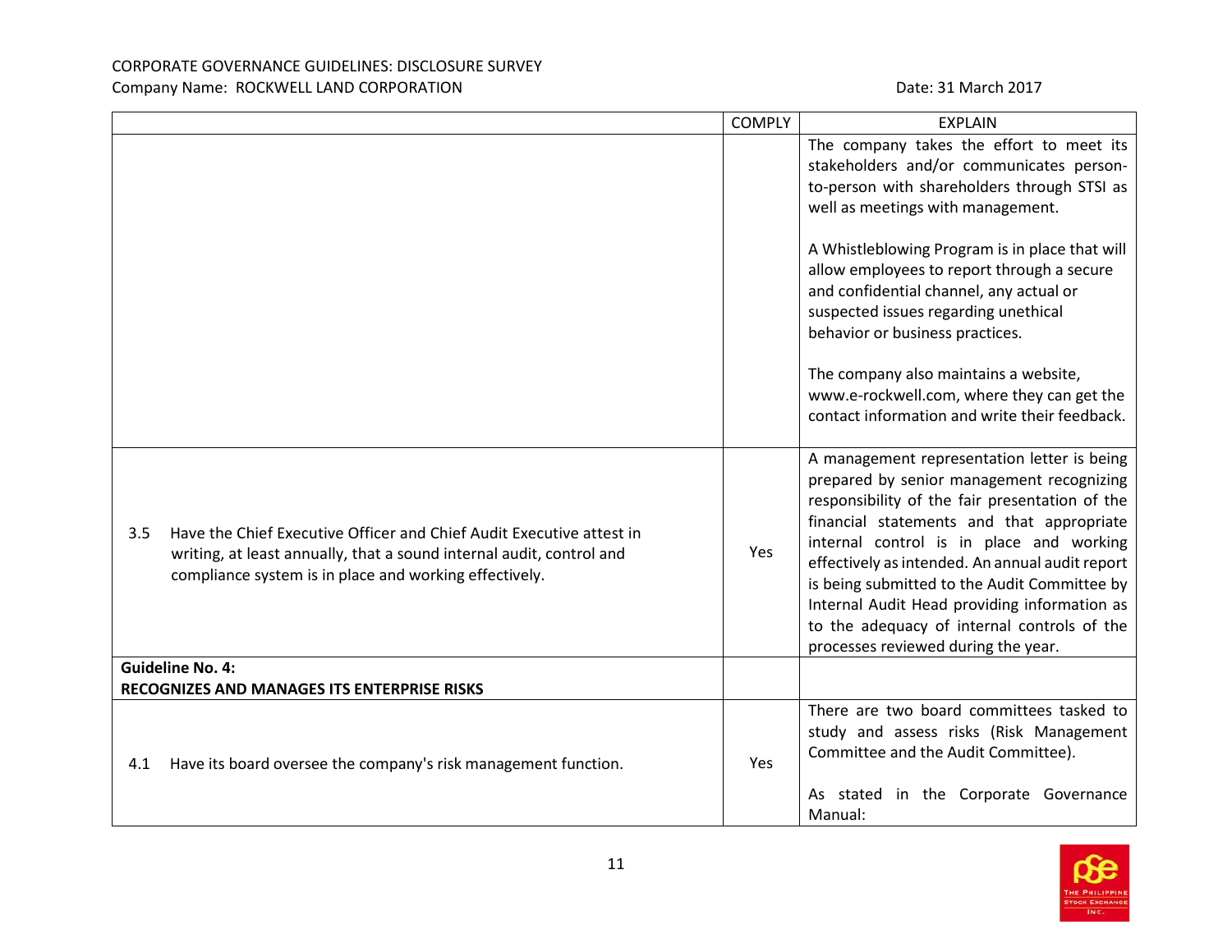CORPORATE GOVERNANCE GUIDELINES: DISCLOSURE SURVEY
Company Name: ROCKWELL LAND CORPORATION Date: 31 March 2017

| | COMPLY | EXPLAIN |
|---|---|---|
| | | The company takes the effort to meet its stakeholders and/or communicates person-to-person with shareholders through STSI as well as meetings with management.<br><br>A Whistleblowing Program is in place that will allow employees to report through a secure and confidential channel, any actual or suspected issues regarding unethical behavior or business practices.<br><br>The company also maintains a website, www.e-rockwell.com, where they can get the contact information and write their feedback. |
| 3.5 Have the Chief Executive Officer and Chief Audit Executive attest in writing, at least annually, that a sound internal audit, control and compliance system is in place and working effectively. | Yes | A management representation letter is being prepared by senior management recognizing responsibility of the fair presentation of the financial statements and that appropriate internal control is in place and working effectively as intended. An annual audit report is being submitted to the Audit Committee by Internal Audit Head providing information as to the adequacy of internal controls of the processes reviewed during the year. |
| **Guideline No. 4:**<br>**RECOGNIZES AND MANAGES ITS ENTERPRISE RISKS** | | |
| 4.1 Have its board oversee the company's risk management function. | Yes | There are two board committees tasked to study and assess risks (Risk Management Committee and the Audit Committee).<br><br>As stated in the Corporate Governance Manual: |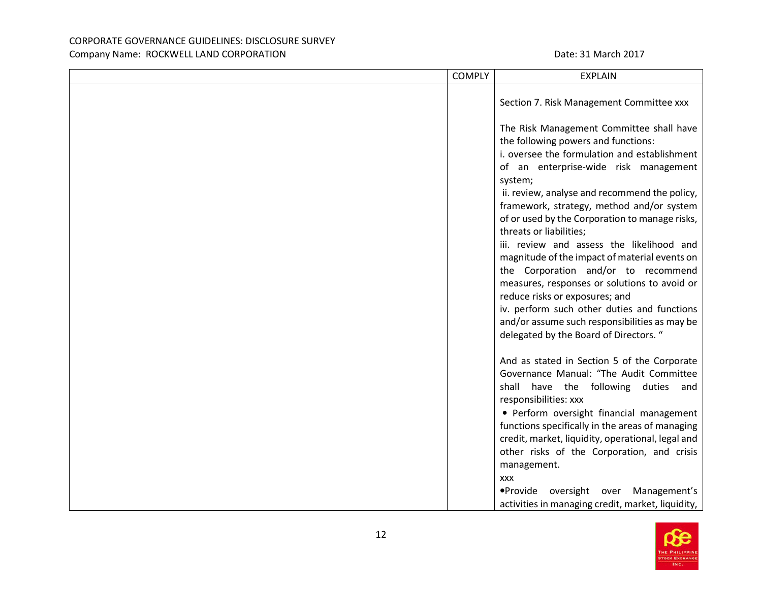| | COMPLY | EXPLAIN |
|---|---|---|
| | | Section 7. Risk Management Committee xxx<br><br>The Risk Management Committee shall have the following powers and functions:<br>i. oversee the formulation and establishment of an enterprise-wide risk management system;<br>ii. review, analyse and recommend the policy, framework, strategy, method and/or system of or used by the Corporation to manage risks, threats or liabilities;<br>iii. review and assess the likelihood and magnitude of the impact of material events on the Corporation and/or to recommend measures, responses or solutions to avoid or reduce risks or exposures; and<br>iv. perform such other duties and functions and/or assume such responsibilities as may be delegated by the Board of Directors. "<br><br>And as stated in Section 5 of the Corporate Governance Manual: "The Audit Committee shall have the following duties and responsibilities: xxx<br>• Perform oversight financial management functions specifically in the areas of managing credit, market, liquidity, operational, legal and other risks of the Corporation, and crisis management.<br>xxx<br>•Provide oversight over Management's activities in managing credit, market, liquidity, |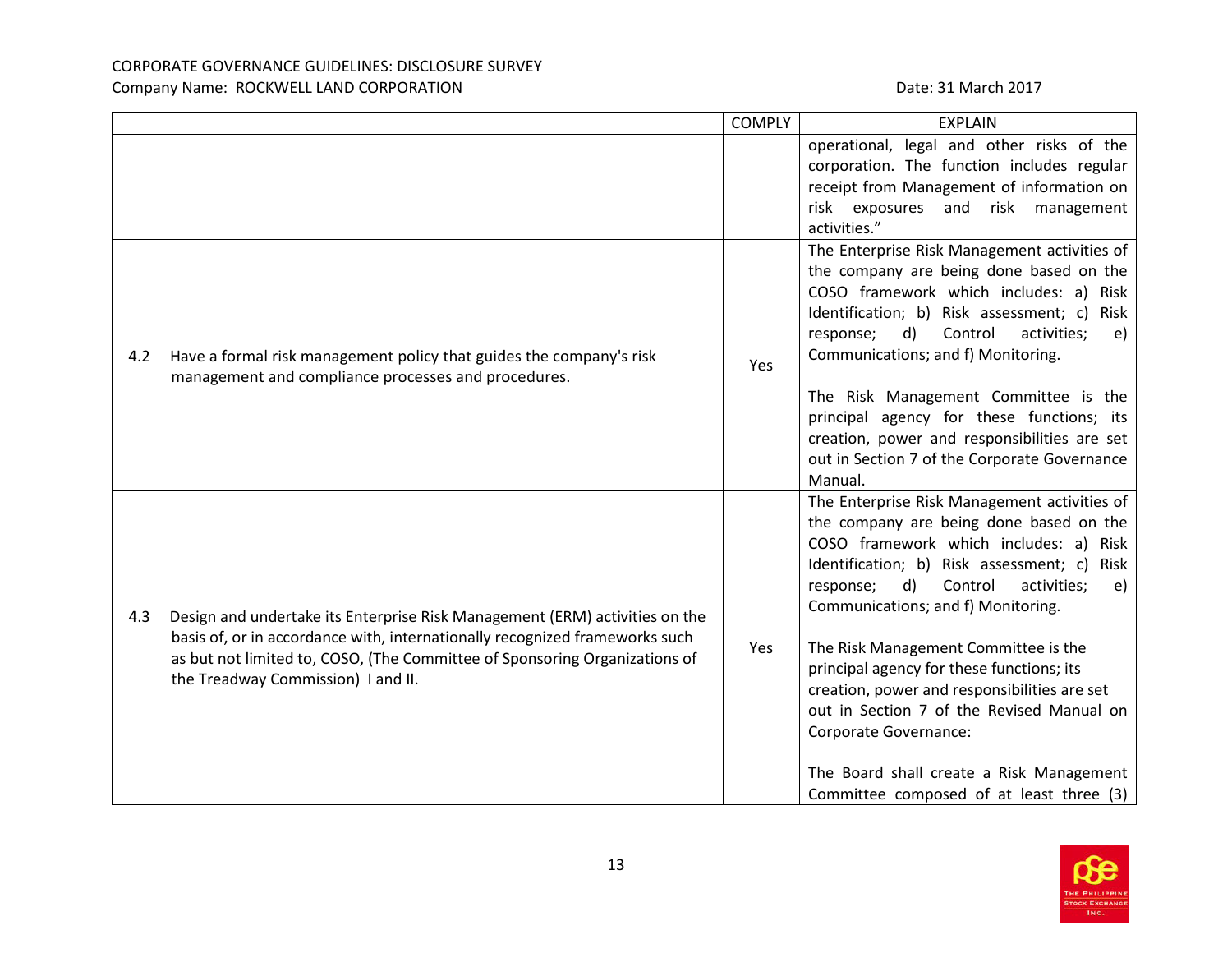| | COMPLY | EXPLAIN |
|---|---|---|
| | | operational, legal and other risks of the corporation. The function includes regular receipt from Management of information on risk exposures and risk management activities." |
| 4.2 Have a formal risk management policy that guides the company's risk management and compliance processes and procedures. | Yes | The Enterprise Risk Management activities of the company are being done based on the COSO framework which includes: a) Risk Identification; b) Risk assessment; c) Risk response; d) Control activities; e) Communications; and f) Monitoring.<br><br>The Risk Management Committee is the principal agency for these functions; its creation, power and responsibilities are set out in Section 7 of the Corporate Governance Manual. |
| 4.3 Design and undertake its Enterprise Risk Management (ERM) activities on the basis of, or in accordance with, internationally recognized frameworks such as but not limited to, COSO, (The Committee of Sponsoring Organizations of the Treadway Commission) I and II. | Yes | The Enterprise Risk Management activities of the company are being done based on the COSO framework which includes: a) Risk Identification; b) Risk assessment; c) Risk response; d) Control activities; e) Communications; and f) Monitoring.<br><br>The Risk Management Committee is the principal agency for these functions; its creation, power and responsibilities are set out in Section 7 of the Revised Manual on Corporate Governance:<br><br>The Board shall create a Risk Management Committee composed of at least three (3) |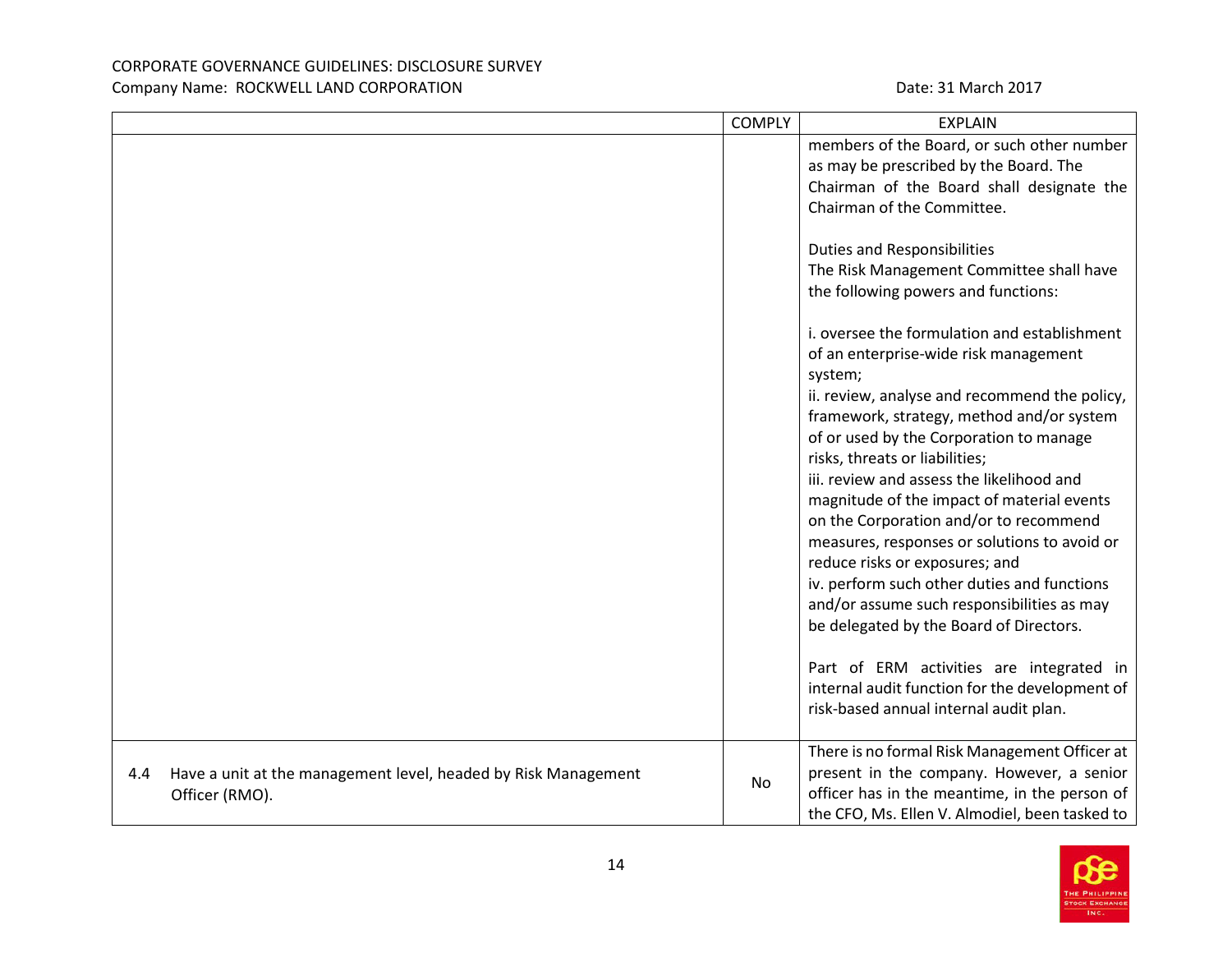| | COMPLY | EXPLAIN |
|---|---|---|
| | | members of the Board, or such other number as may be prescribed by the Board. The Chairman of the Board shall designate the Chairman of the Committee.<br><br>Duties and Responsibilities<br>The Risk Management Committee shall have the following powers and functions:<br><br>i. oversee the formulation and establishment of an enterprise-wide risk management system;<br>ii. review, analyse and recommend the policy, framework, strategy, method and/or system of or used by the Corporation to manage risks, threats or liabilities;<br>iii. review and assess the likelihood and magnitude of the impact of material events on the Corporation and/or to recommend measures, responses or solutions to avoid or reduce risks or exposures; and<br>iv. perform such other duties and functions and/or assume such responsibilities as may be delegated by the Board of Directors.<br><br>Part of ERM activities are integrated in internal audit function for the development of risk-based annual internal audit plan. |
| 4.4 Have a unit at the management level, headed by Risk Management Officer (RMO). | No | There is no formal Risk Management Officer at present in the company. However, a senior officer has in the meantime, in the person of the CFO, Ms. Ellen V. Almodiel, been tasked to |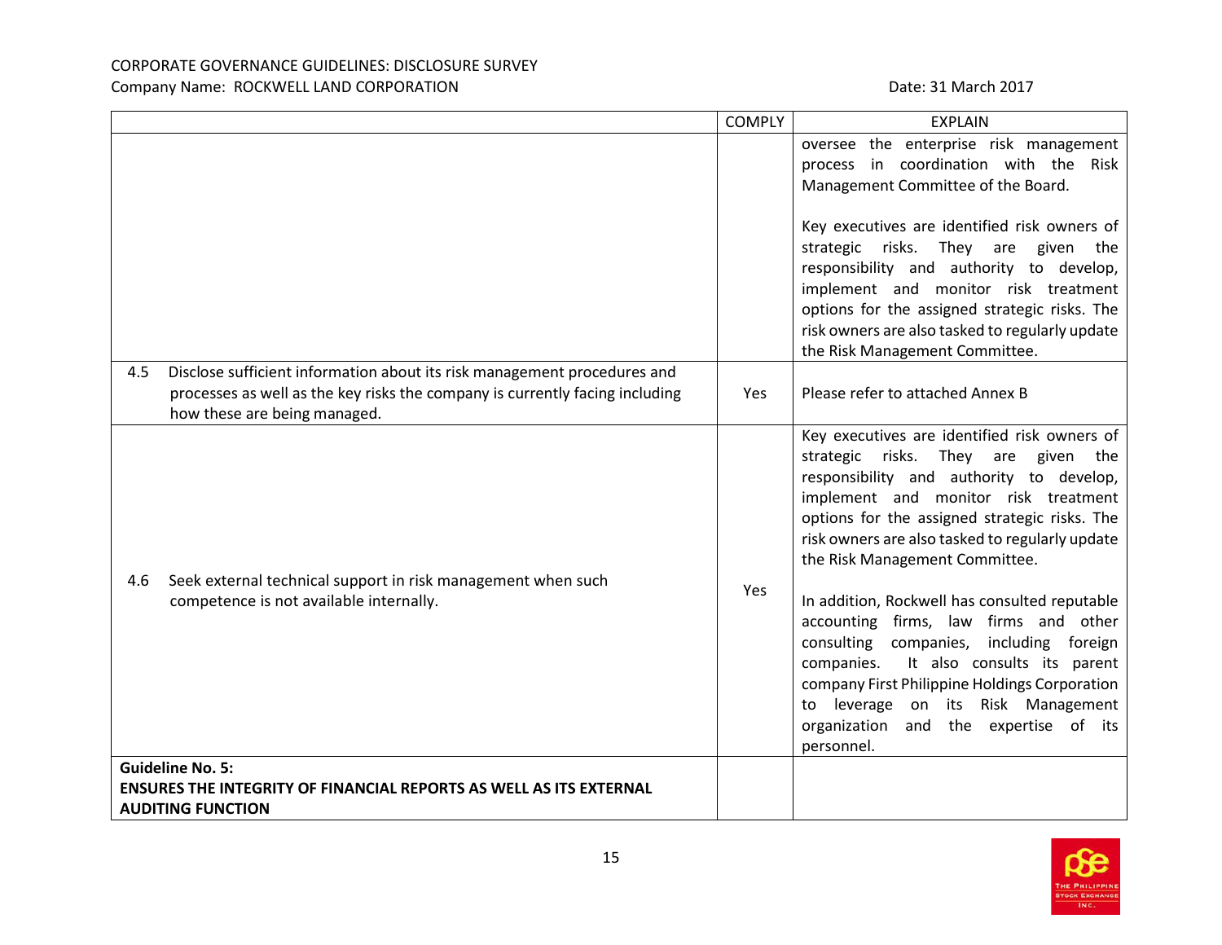CORPORATE GOVERNANCE GUIDELINES: DISCLOSURE SURVEY
Company Name: ROCKWELL LAND CORPORATION Date: 31 March 2017

| | COMPLY | EXPLAIN |
|---|---|---|
| | | oversee the enterprise risk management process in coordination with the Risk Management Committee of the Board.<br><br>Key executives are identified risk owners of strategic risks. They are given the responsibility and authority to develop, implement and monitor risk treatment options for the assigned strategic risks. The risk owners are also tasked to regularly update the Risk Management Committee. |
| 4.5 Disclose sufficient information about its risk management procedures and processes as well as the key risks the company is currently facing including how these are being managed. | Yes | Please refer to attached Annex B |
| 4.6 Seek external technical support in risk management when such competence is not available internally. | Yes | Key executives are identified risk owners of strategic risks. They are given the responsibility and authority to develop, implement and monitor risk treatment options for the assigned strategic risks. The risk owners are also tasked to regularly update the Risk Management Committee.<br><br>In addition, Rockwell has consulted reputable accounting firms, law firms and other consulting companies, including foreign companies. It also consults its parent company First Philippine Holdings Corporation to leverage on its Risk Management organization and the expertise of its personnel. |
| **Guideline No. 5:**<br>**ENSURES THE INTEGRITY OF FINANCIAL REPORTS AS WELL AS ITS EXTERNAL AUDITING FUNCTION** | | |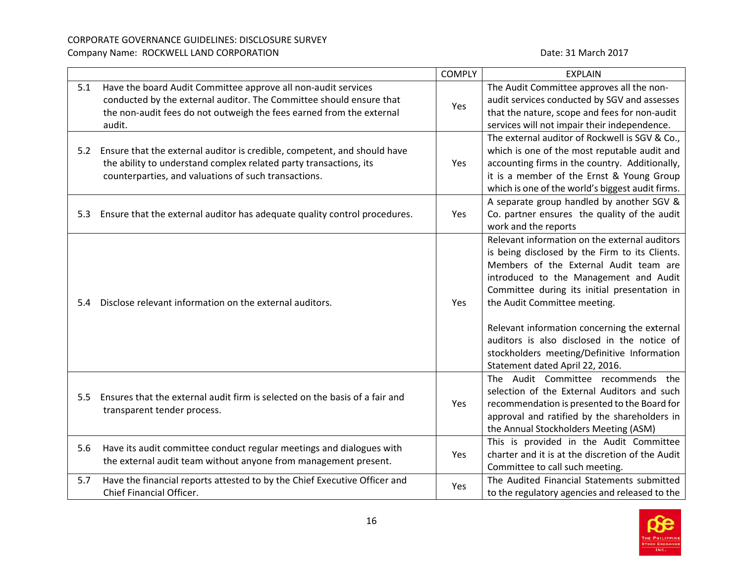CORPORATE GOVERNANCE GUIDELINES: DISCLOSURE SURVEY

Company Name: ROCKWELL LAND CORPORATION

Date: 31 March 2017

| | COMPLY | EXPLAIN |
|---|---|---|
| 5.1 Have the board Audit Committee approve all non-audit services conducted by the external auditor. The Committee should ensure that the non-audit fees do not outweigh the fees earned from the external audit. | Yes | The Audit Committee approves all the non-audit services conducted by SGV and assesses that the nature, scope and fees for non-audit services will not impair their independence. |
| 5.2 Ensure that the external auditor is credible, competent, and should have the ability to understand complex related party transactions, its counterparties, and valuations of such transactions. | Yes | The external auditor of Rockwell is SGV & Co., which is one of the most reputable audit and accounting firms in the country. Additionally, it is a member of the Ernst & Young Group which is one of the world's biggest audit firms. |
| 5.3 Ensure that the external auditor has adequate quality control procedures. | Yes | A separate group handled by another SGV & Co. partner ensures the quality of the audit work and the reports |
| 5.4 Disclose relevant information on the external auditors. | Yes | Relevant information on the external auditors is being disclosed by the Firm to its Clients. Members of the External Audit team are introduced to the Management and Audit Committee during its initial presentation in the Audit Committee meeting.<br><br>Relevant information concerning the external auditors is also disclosed in the notice of stockholders meeting/Definitive Information Statement dated April 22, 2016. |
| 5.5 Ensures that the external audit firm is selected on the basis of a fair and transparent tender process. | Yes | The Audit Committee recommends the selection of the External Auditors and such recommendation is presented to the Board for approval and ratified by the shareholders in the Annual Stockholders Meeting (ASM) |
| 5.6 Have its audit committee conduct regular meetings and dialogues with the external audit team without anyone from management present. | Yes | This is provided in the Audit Committee charter and it is at the discretion of the Audit Committee to call such meeting. |
| 5.7 Have the financial reports attested to by the Chief Executive Officer and Chief Financial Officer. | Yes | The Audited Financial Statements submitted to the regulatory agencies and released to the |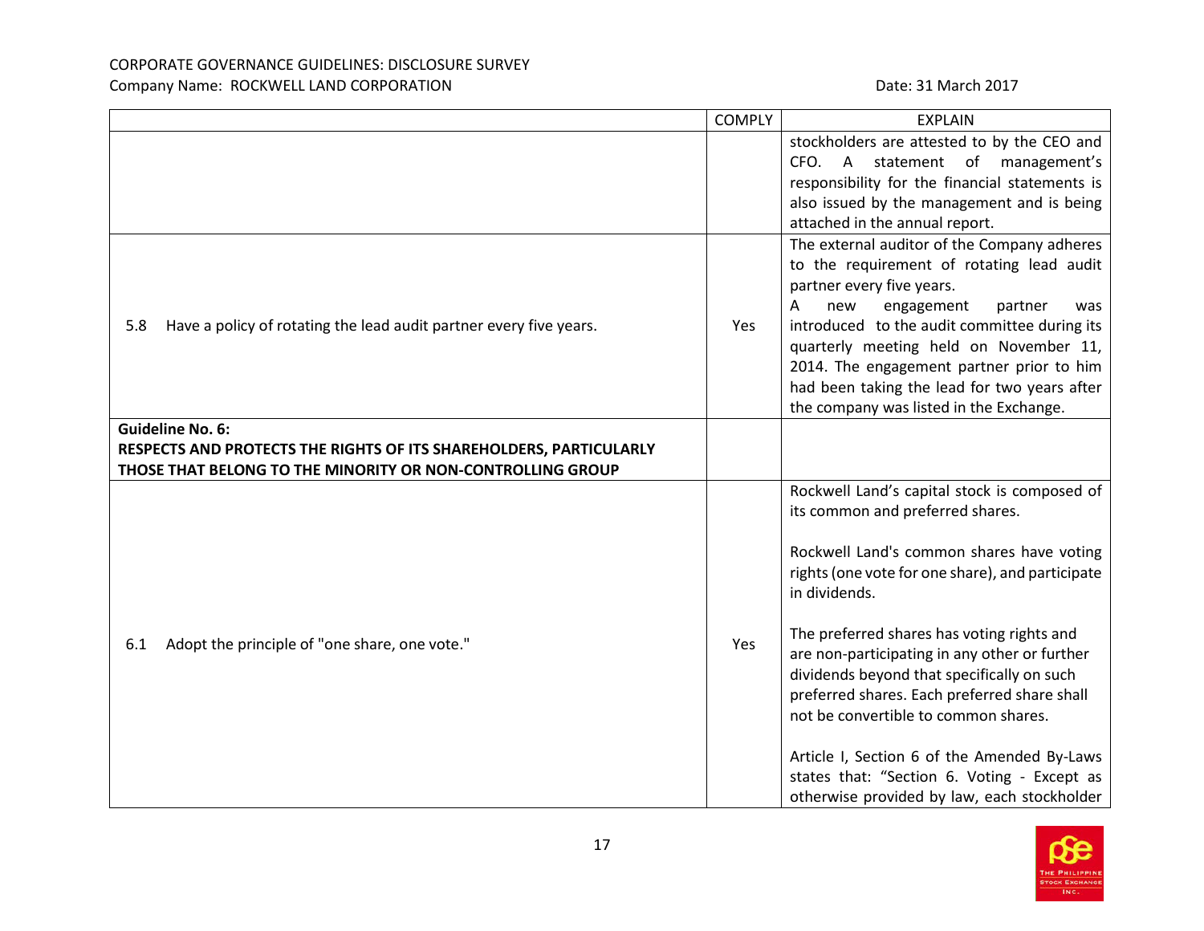| | COMPLY | EXPLAIN |
|---|---|---|
| | | stockholders are attested to by the CEO and CFO. A statement of management's responsibility for the financial statements is also issued by the management and is being attached in the annual report. |
| 5.8 Have a policy of rotating the lead audit partner every five years. | Yes | The external auditor of the Company adheres to the requirement of rotating lead audit partner every five years.<br>A new engagement partner was introduced to the audit committee during its quarterly meeting held on November 11, 2014. The engagement partner prior to him had been taking the lead for two years after the company was listed in the Exchange. |
| **Guideline No. 6:<br>RESPECTS AND PROTECTS THE RIGHTS OF ITS SHAREHOLDERS, PARTICULARLY THOSE THAT BELONG TO THE MINORITY OR NON-CONTROLLING GROUP** | | |
| 6.1 Adopt the principle of "one share, one vote." | Yes | Rockwell Land's capital stock is composed of its common and preferred shares.<br><br>Rockwell Land's common shares have voting rights (one vote for one share), and participate in dividends.<br><br>The preferred shares has voting rights and are non-participating in any other or further dividends beyond that specifically on such preferred shares. Each preferred share shall not be convertible to common shares.<br><br>Article I, Section 6 of the Amended By-Laws states that: "Section 6. Voting - Except as otherwise provided by law, each stockholder |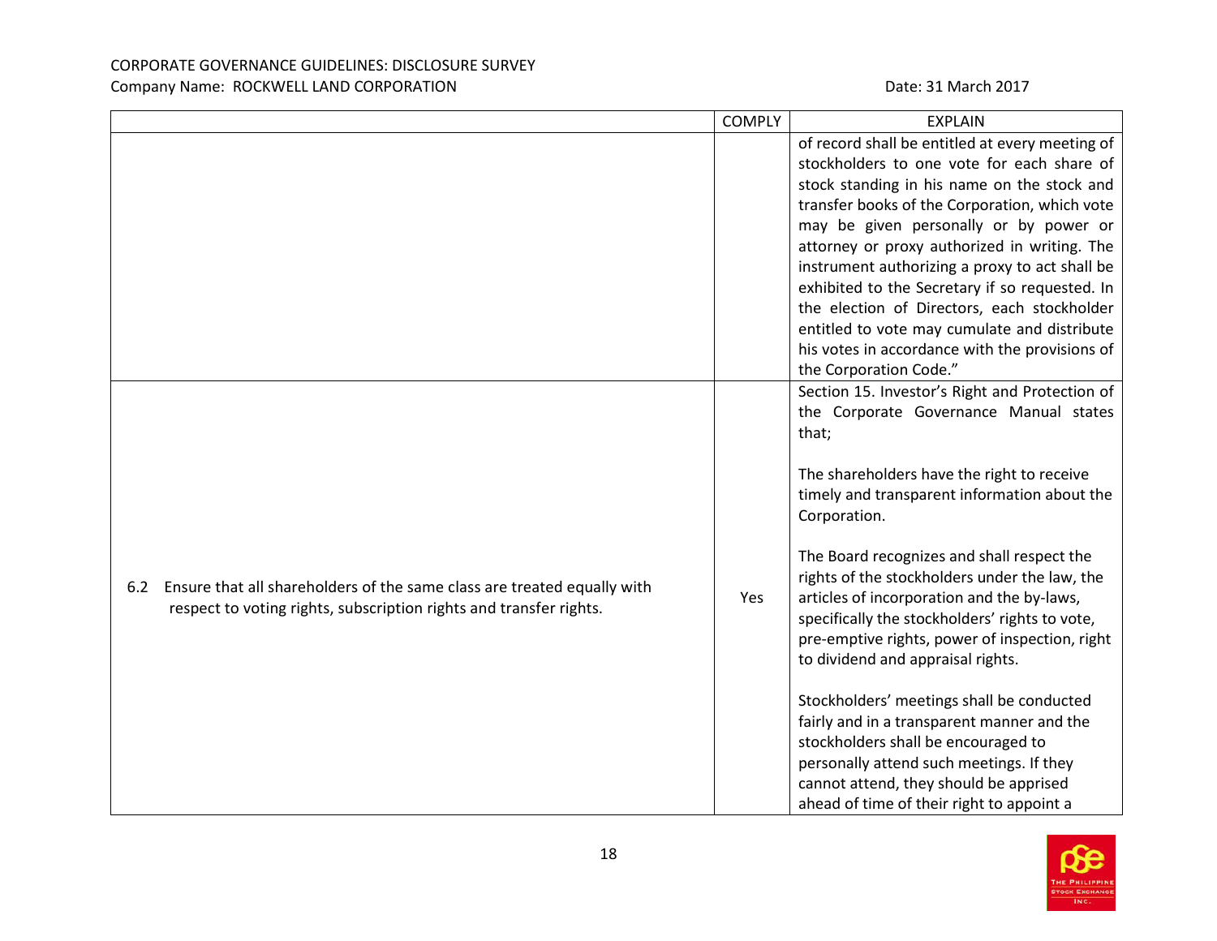CORPORATE GOVERNANCE GUIDELINES: DISCLOSURE SURVEY
Company Name: ROCKWELL LAND CORPORATION Date: 31 March 2017

| | COMPLY | EXPLAIN |
|---|---|---|
| | | of record shall be entitled at every meeting of stockholders to one vote for each share of stock standing in his name on the stock and transfer books of the Corporation, which vote may be given personally or by power or attorney or proxy authorized in writing. The instrument authorizing a proxy to act shall be exhibited to the Secretary if so requested. In the election of Directors, each stockholder entitled to vote may cumulate and distribute his votes in accordance with the provisions of the Corporation Code." |
| 6.2 Ensure that all shareholders of the same class are treated equally with respect to voting rights, subscription rights and transfer rights. | Yes | Section 15. Investor's Right and Protection of the Corporate Governance Manual states that;<br><br>The shareholders have the right to receive timely and transparent information about the Corporation.<br><br>The Board recognizes and shall respect the rights of the stockholders under the law, the articles of incorporation and the by-laws, specifically the stockholders' rights to vote, pre-emptive rights, power of inspection, right to dividend and appraisal rights.<br><br>Stockholders' meetings shall be conducted fairly and in a transparent manner and the stockholders shall be encouraged to personally attend such meetings. If they cannot attend, they should be apprised ahead of time of their right to appoint a |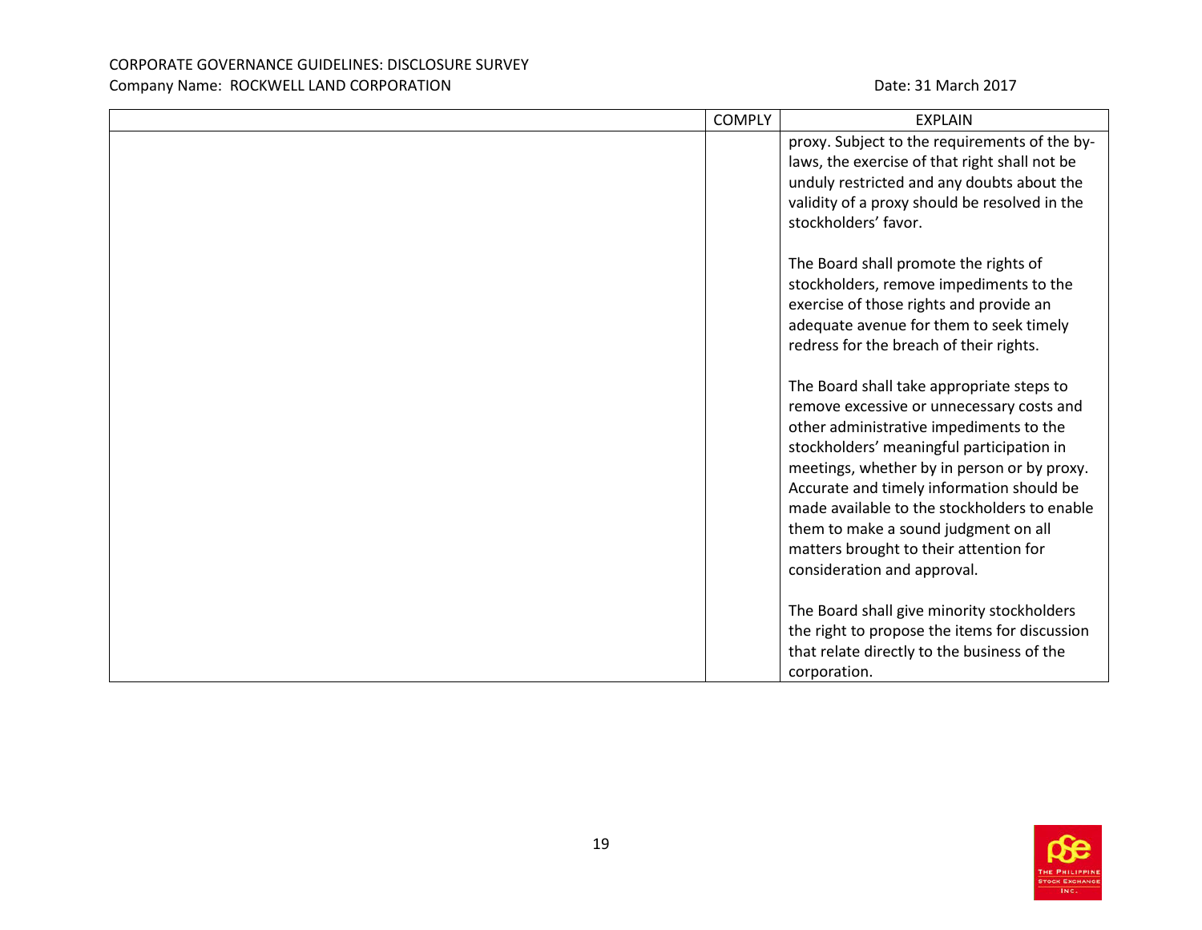| | COMPLY | EXPLAIN |
|---|---|---|
| | | proxy. Subject to the requirements of the by-laws, the exercise of that right shall not be unduly restricted and any doubts about the validity of a proxy should be resolved in the stockholders' favor.<br><br>The Board shall promote the rights of stockholders, remove impediments to the exercise of those rights and provide an adequate avenue for them to seek timely redress for the breach of their rights.<br><br>The Board shall take appropriate steps to remove excessive or unnecessary costs and other administrative impediments to the stockholders' meaningful participation in meetings, whether by in person or by proxy. Accurate and timely information should be made available to the stockholders to enable them to make a sound judgment on all matters brought to their attention for consideration and approval.<br><br>The Board shall give minority stockholders the right to propose the items for discussion that relate directly to the business of the corporation. |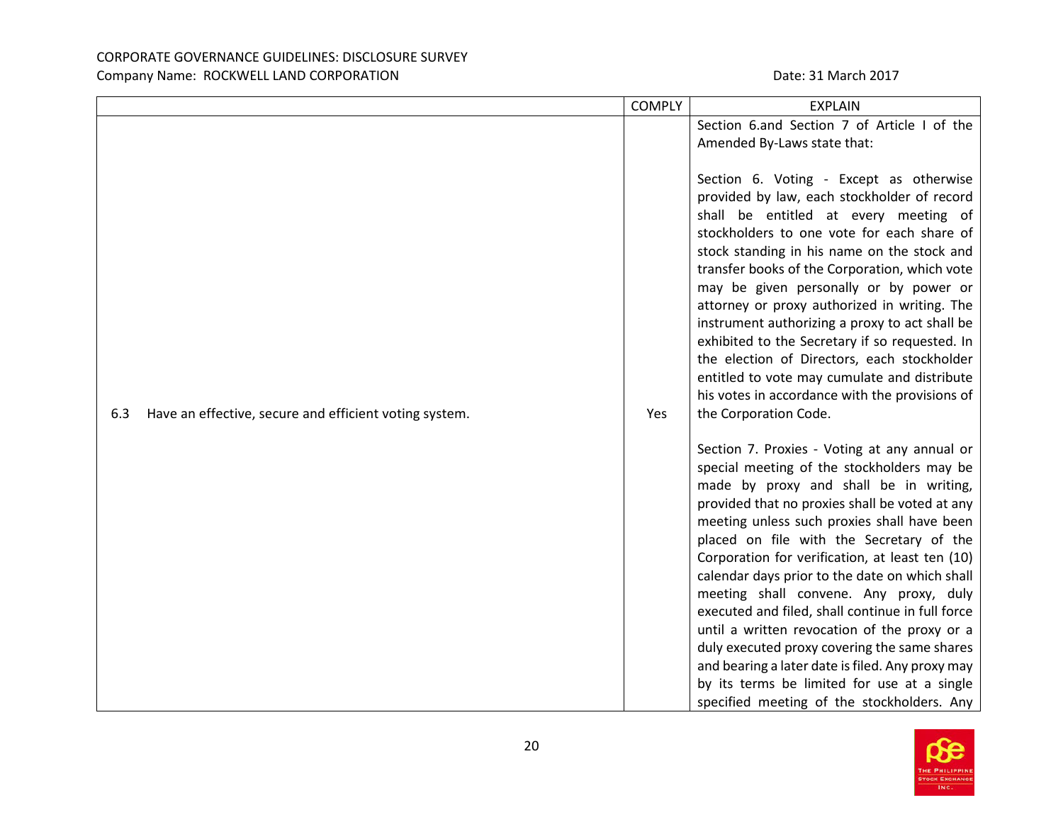| | COMPLY | EXPLAIN |
|---|---|---|
| 6.3 Have an effective, secure and efficient voting system. | Yes | Section 6.and Section 7 of Article I of the Amended By-Laws state that:<br><br>Section 6. Voting - Except as otherwise provided by law, each stockholder of record shall be entitled at every meeting of stockholders to one vote for each share of stock standing in his name on the stock and transfer books of the Corporation, which vote may be given personally or by power or attorney or proxy authorized in writing. The instrument authorizing a proxy to act shall be exhibited to the Secretary if so requested. In the election of Directors, each stockholder entitled to vote may cumulate and distribute his votes in accordance with the provisions of the Corporation Code.<br><br>Section 7. Proxies - Voting at any annual or special meeting of the stockholders may be made by proxy and shall be in writing, provided that no proxies shall be voted at any meeting unless such proxies shall have been placed on file with the Secretary of the Corporation for verification, at least ten (10) calendar days prior to the date on which shall meeting shall convene. Any proxy, duly executed and filed, shall continue in full force until a written revocation of the proxy or a duly executed proxy covering the same shares and bearing a later date is filed. Any proxy may by its terms be limited for use at a single specified meeting of the stockholders. Any |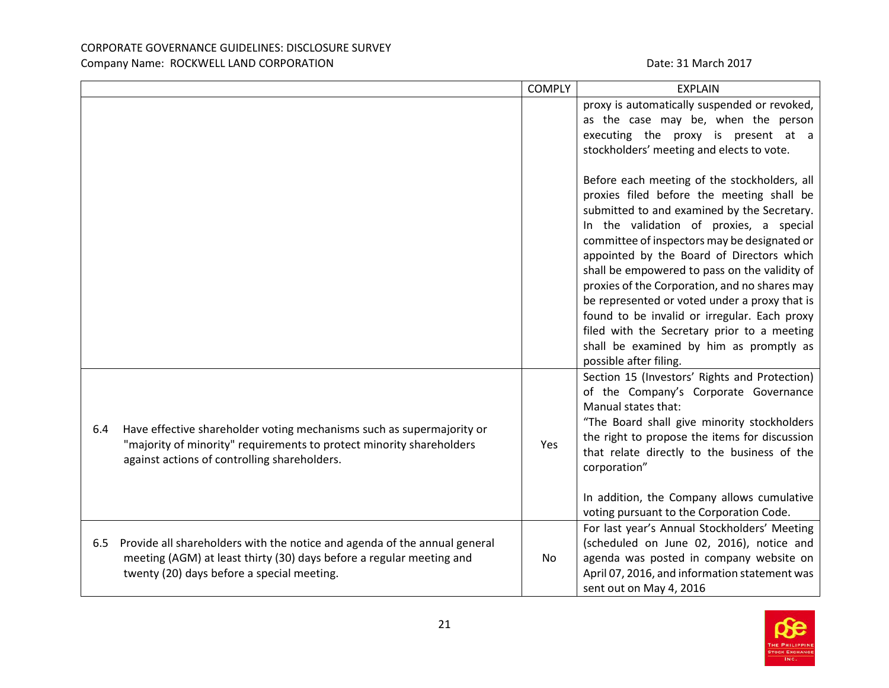CORPORATE GOVERNANCE GUIDELINES: DISCLOSURE SURVEY

Company Name: ROCKWELL LAND CORPORATION

Date: 31 March 2017

| | COMPLY | EXPLAIN |
|---|---|---|
| | | proxy is automatically suspended or revoked, as the case may be, when the person executing the proxy is present at a stockholders' meeting and elects to vote.<br><br>Before each meeting of the stockholders, all proxies filed before the meeting shall be submitted to and examined by the Secretary. In the validation of proxies, a special committee of inspectors may be designated or appointed by the Board of Directors which shall be empowered to pass on the validity of proxies of the Corporation, and no shares may be represented or voted under a proxy that is found to be invalid or irregular. Each proxy filed with the Secretary prior to a meeting shall be examined by him as promptly as possible after filing. |
| 6.4 Have effective shareholder voting mechanisms such as supermajority or "majority of minority" requirements to protect minority shareholders against actions of controlling shareholders. | Yes | Section 15 (Investors' Rights and Protection) of the Company's Corporate Governance Manual states that:<br>"The Board shall give minority stockholders the right to propose the items for discussion that relate directly to the business of the corporation"<br><br>In addition, the Company allows cumulative voting pursuant to the Corporation Code. |
| 6.5 Provide all shareholders with the notice and agenda of the annual general meeting (AGM) at least thirty (30) days before a regular meeting and twenty (20) days before a special meeting. | No | For last year's Annual Stockholders' Meeting (scheduled on June 02, 2016), notice and agenda was posted in company website on April 07, 2016, and information statement was sent out on May 4, 2016 |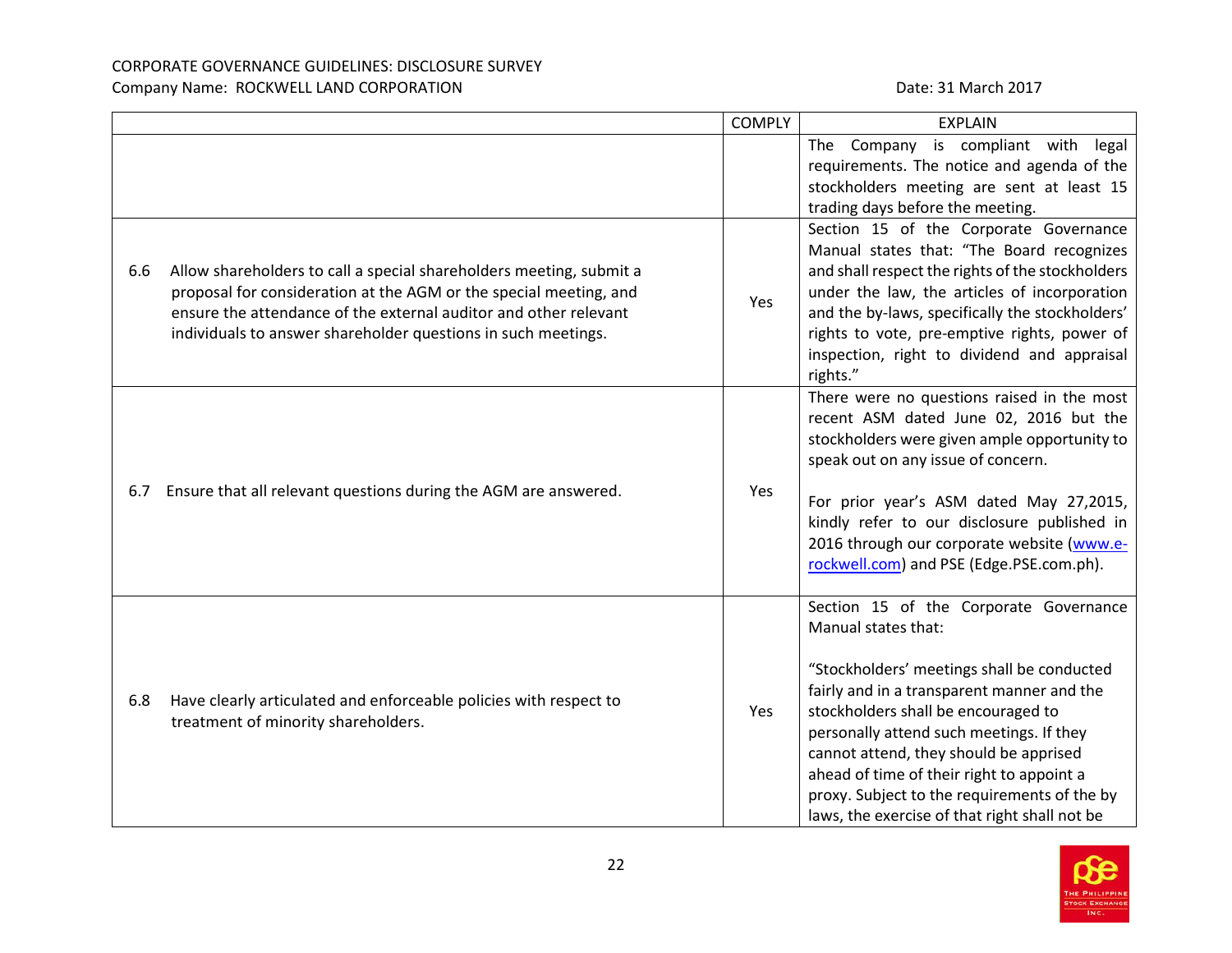CORPORATE GOVERNANCE GUIDELINES: DISCLOSURE SURVEY
Company Name: ROCKWELL LAND CORPORATION Date: 31 March 2017

| | COMPLY | EXPLAIN |
|---|---|---|
| | | The Company is compliant with legal requirements. The notice and agenda of the stockholders meeting are sent at least 15 trading days before the meeting. |
| 6.6 Allow shareholders to call a special shareholders meeting, submit a proposal for consideration at the AGM or the special meeting, and ensure the attendance of the external auditor and other relevant individuals to answer shareholder questions in such meetings. | Yes | Section 15 of the Corporate Governance Manual states that: "The Board recognizes and shall respect the rights of the stockholders under the law, the articles of incorporation and the by-laws, specifically the stockholders' rights to vote, pre-emptive rights, power of inspection, right to dividend and appraisal rights." |
| 6.7 Ensure that all relevant questions during the AGM are answered. | Yes | There were no questions raised in the most recent ASM dated June 02, 2016 but the stockholders were given ample opportunity to speak out on any issue of concern.<br><br>For prior year's ASM dated May 27,2015, kindly refer to our disclosure published in 2016 through our corporate website (www.e-rockwell.com) and PSE (Edge.PSE.com.ph). |
| 6.8 Have clearly articulated and enforceable policies with respect to treatment of minority shareholders. | Yes | Section 15 of the Corporate Governance Manual states that:<br><br>"Stockholders' meetings shall be conducted fairly and in a transparent manner and the stockholders shall be encouraged to personally attend such meetings. If they cannot attend, they should be apprised ahead of time of their right to appoint a proxy. Subject to the requirements of the by laws, the exercise of that right shall not be |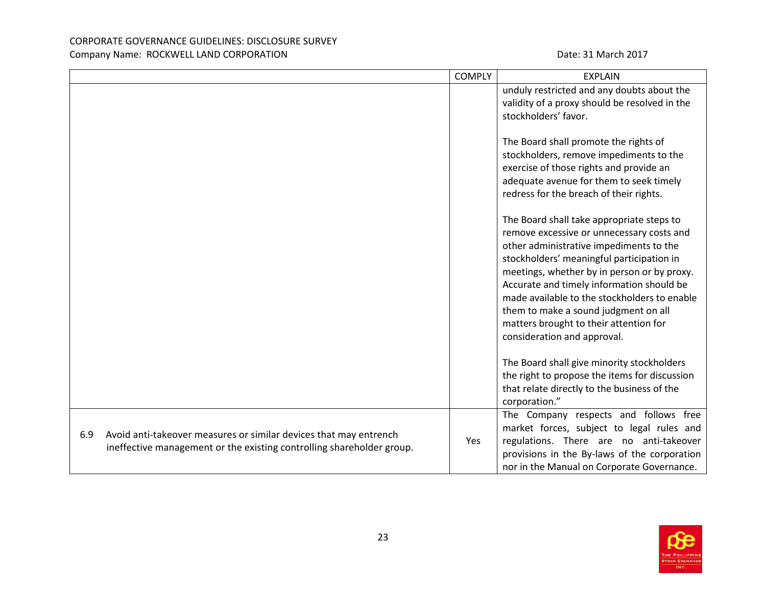| | COMPLY | EXPLAIN |
|---|---|---|
| | | unduly restricted and any doubts about the validity of a proxy should be resolved in the stockholders' favor.<br><br>The Board shall promote the rights of stockholders, remove impediments to the exercise of those rights and provide an adequate avenue for them to seek timely redress for the breach of their rights.<br><br>The Board shall take appropriate steps to remove excessive or unnecessary costs and other administrative impediments to the stockholders' meaningful participation in meetings, whether by in person or by proxy. Accurate and timely information should be made available to the stockholders to enable them to make a sound judgment on all matters brought to their attention for consideration and approval.<br><br>The Board shall give minority stockholders the right to propose the items for discussion that relate directly to the business of the corporation." |
| 6.9 Avoid anti-takeover measures or similar devices that may entrench ineffective management or the existing controlling shareholder group. | Yes | The Company respects and follows free market forces, subject to legal rules and regulations. There are no anti-takeover provisions in the By-laws of the corporation nor in the Manual on Corporate Governance. |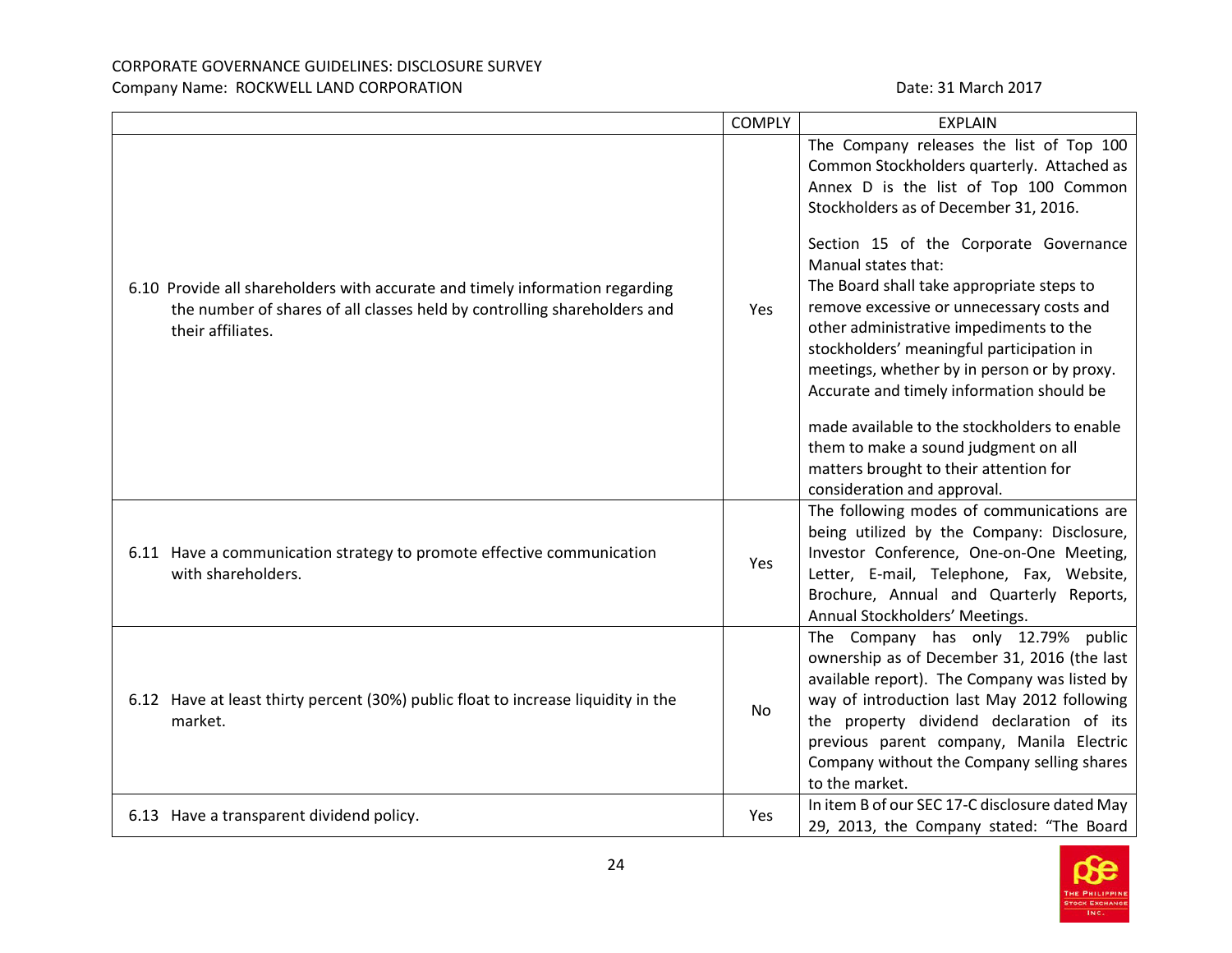CORPORATE GOVERNANCE GUIDELINES: DISCLOSURE SURVEY
Company Name: ROCKWELL LAND CORPORATION Date: 31 March 2017

| | COMPLY | EXPLAIN |
|---|---|---|
| 6.10 Provide all shareholders with accurate and timely information regarding the number of shares of all classes held by controlling shareholders and their affiliates. | Yes | The Company releases the list of Top 100 Common Stockholders quarterly. Attached as Annex D is the list of Top 100 Common Stockholders as of December 31, 2016.<br><br>Section 15 of the Corporate Governance Manual states that:<br>The Board shall take appropriate steps to remove excessive or unnecessary costs and other administrative impediments to the stockholders' meaningful participation in meetings, whether by in person or by proxy. Accurate and timely information should be<br><br>made available to the stockholders to enable them to make a sound judgment on all matters brought to their attention for consideration and approval. |
| 6.11 Have a communication strategy to promote effective communication with shareholders. | Yes | The following modes of communications are being utilized by the Company: Disclosure, Investor Conference, One-on-One Meeting, Letter, E-mail, Telephone, Fax, Website, Brochure, Annual and Quarterly Reports, Annual Stockholders' Meetings. |
| 6.12 Have at least thirty percent (30%) public float to increase liquidity in the market. | No | The Company has only 12.79% public ownership as of December 31, 2016 (the last available report). The Company was listed by way of introduction last May 2012 following the property dividend declaration of its previous parent company, Manila Electric Company without the Company selling shares to the market. |
| 6.13 Have a transparent dividend policy. | Yes | In item B of our SEC 17-C disclosure dated May 29, 2013, the Company stated: "The Board |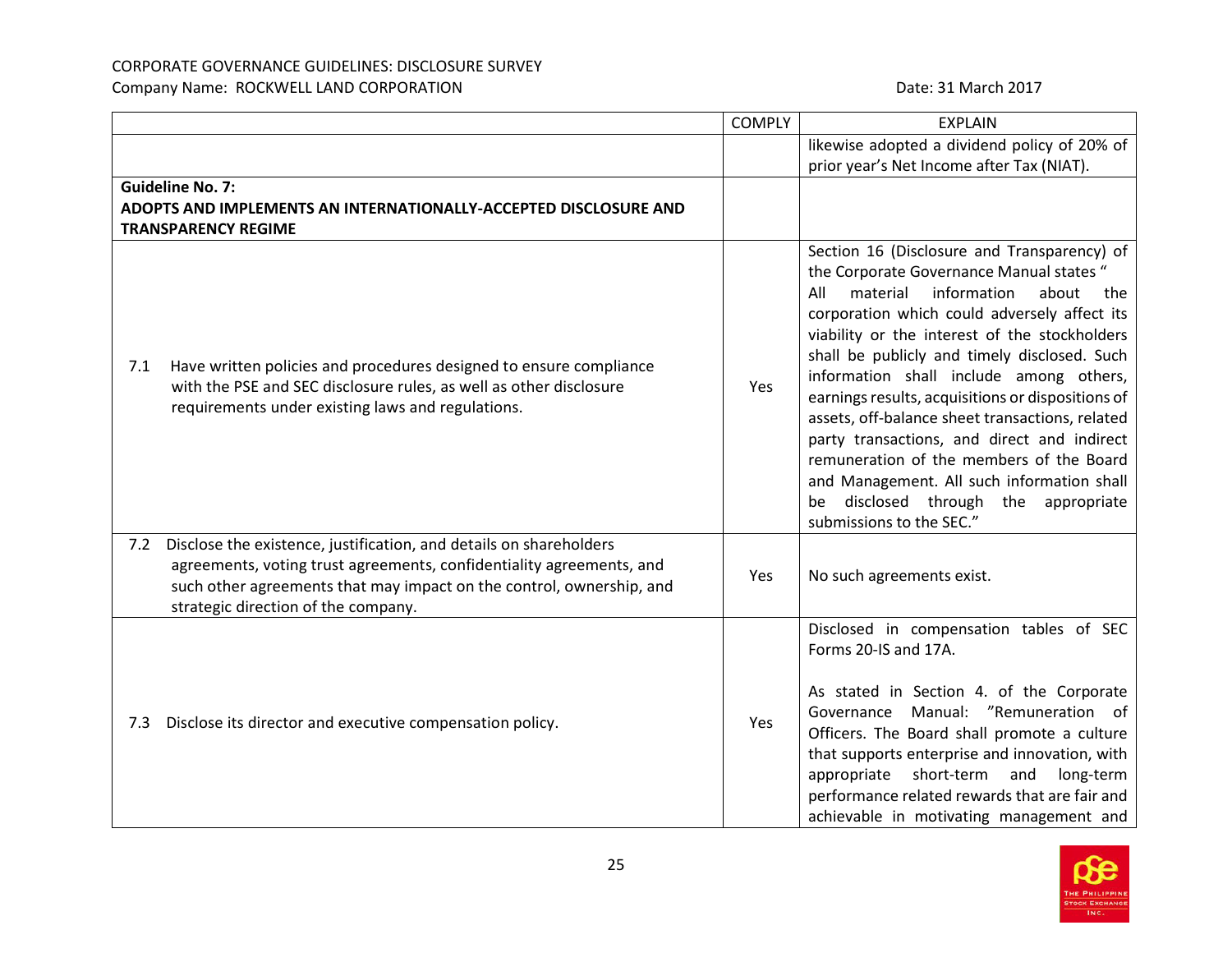| | COMPLY | EXPLAIN |
|---|---|---|
| | | likewise adopted a dividend policy of 20% of prior year's Net Income after Tax (NIAT). |
| **Guideline No. 7:** **ADOPTS AND IMPLEMENTS AN INTERNATIONALLY-ACCEPTED DISCLOSURE AND TRANSPARENCY REGIME** | | |
| 7.1 Have written policies and procedures designed to ensure compliance with the PSE and SEC disclosure rules, as well as other disclosure requirements under existing laws and regulations. | Yes | Section 16 (Disclosure and Transparency) of the Corporate Governance Manual states " All material information about the corporation which could adversely affect its viability or the interest of the stockholders shall be publicly and timely disclosed. Such information shall include among others, earnings results, acquisitions or dispositions of assets, off-balance sheet transactions, related party transactions, and direct and indirect remuneration of the members of the Board and Management. All such information shall be disclosed through the appropriate submissions to the SEC." |
| 7.2 Disclose the existence, justification, and details on shareholders agreements, voting trust agreements, confidentiality agreements, and such other agreements that may impact on the control, ownership, and strategic direction of the company. | Yes | No such agreements exist. |
| 7.3 Disclose its director and executive compensation policy. | Yes | Disclosed in compensation tables of SEC Forms 20-IS and 17A.<br><br>As stated in Section 4. of the Corporate Governance Manual: "Remuneration of Officers. The Board shall promote a culture that supports enterprise and innovation, with appropriate short-term and long-term performance related rewards that are fair and achievable in motivating management and |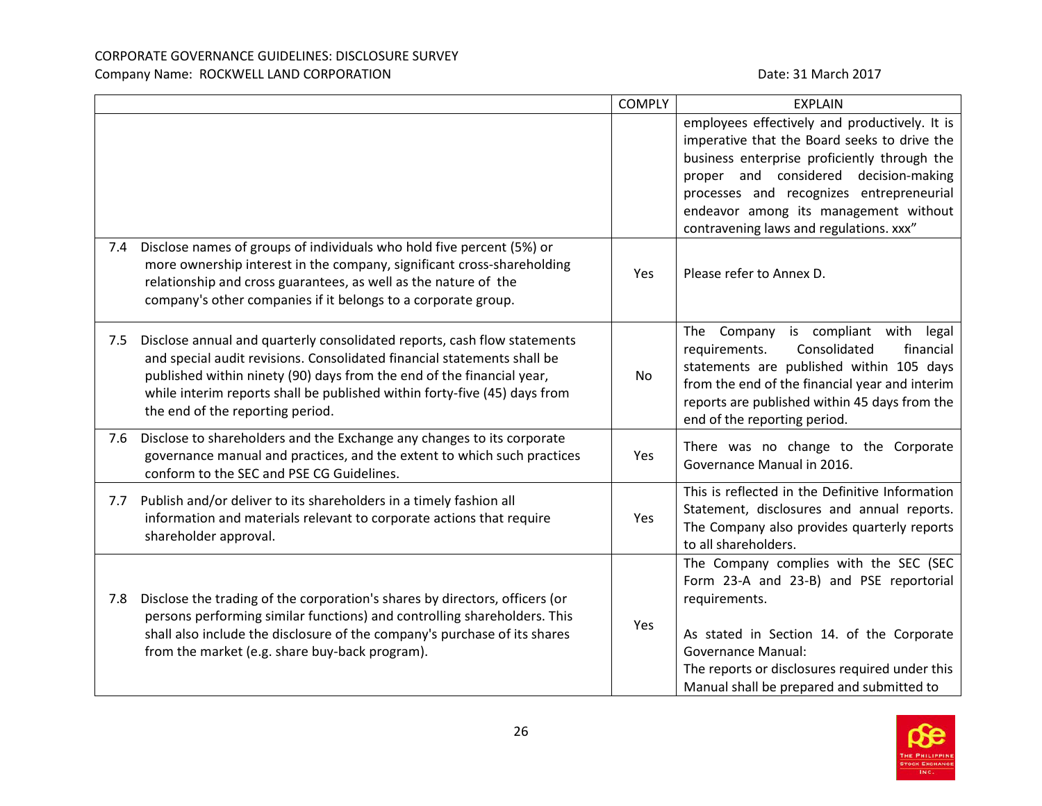CORPORATE GOVERNANCE GUIDELINES: DISCLOSURE SURVEY
Company Name: ROCKWELL LAND CORPORATION Date: 31 March 2017

| | COMPLY | EXPLAIN |
|---|---|---|
| | | employees effectively and productively. It is imperative that the Board seeks to drive the business enterprise proficiently through the proper and considered decision-making processes and recognizes entrepreneurial endeavor among its management without contravening laws and regulations. xxx" |
| 7.4 Disclose names of groups of individuals who hold five percent (5%) or more ownership interest in the company, significant cross-shareholding relationship and cross guarantees, as well as the nature of the company's other companies if it belongs to a corporate group. | Yes | Please refer to Annex D. |
| 7.5 Disclose annual and quarterly consolidated reports, cash flow statements and special audit revisions. Consolidated financial statements shall be published within ninety (90) days from the end of the financial year, while interim reports shall be published within forty-five (45) days from the end of the reporting period. | No | The Company is compliant with legal requirements. Consolidated financial statements are published within 105 days from the end of the financial year and interim reports are published within 45 days from the end of the reporting period. |
| 7.6 Disclose to shareholders and the Exchange any changes to its corporate governance manual and practices, and the extent to which such practices conform to the SEC and PSE CG Guidelines. | Yes | There was no change to the Corporate Governance Manual in 2016. |
| 7.7 Publish and/or deliver to its shareholders in a timely fashion all information and materials relevant to corporate actions that require shareholder approval. | Yes | This is reflected in the Definitive Information Statement, disclosures and annual reports. The Company also provides quarterly reports to all shareholders. |
| 7.8 Disclose the trading of the corporation's shares by directors, officers (or persons performing similar functions) and controlling shareholders. This shall also include the disclosure of the company's purchase of its shares from the market (e.g. share buy-back program). | Yes | The Company complies with the SEC (SEC Form 23-A and 23-B) and PSE reportorial requirements.<br><br>As stated in Section 14. of the Corporate Governance Manual:<br>The reports or disclosures required under this Manual shall be prepared and submitted to |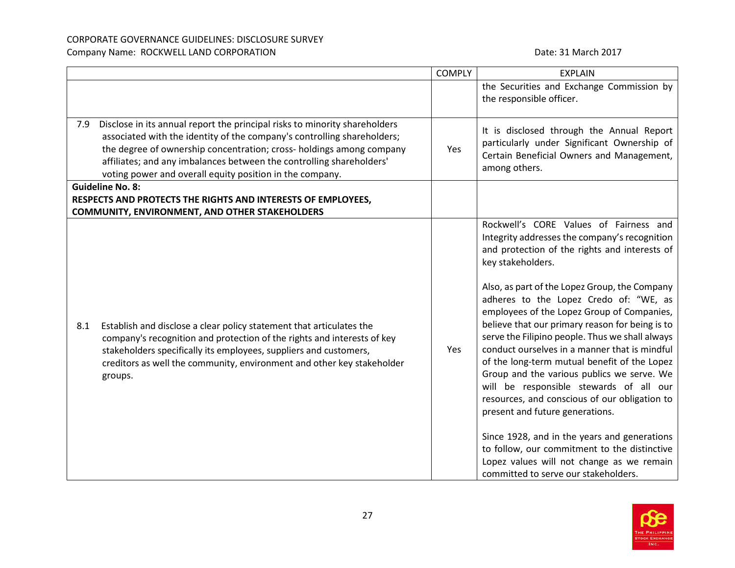CORPORATE GOVERNANCE GUIDELINES: DISCLOSURE SURVEY

Company Name: ROCKWELL LAND CORPORATION

Date: 31 March 2017

| | COMPLY | EXPLAIN |
|---|---|---|
| | | the Securities and Exchange Commission by the responsible officer. |
| 7.9 Disclose in its annual report the principal risks to minority shareholders associated with the identity of the company's controlling shareholders; the degree of ownership concentration; cross- holdings among company affiliates; and any imbalances between the controlling shareholders' voting power and overall equity position in the company. | Yes | It is disclosed through the Annual Report particularly under Significant Ownership of Certain Beneficial Owners and Management, among others. |
| **Guideline No. 8: RESPECTS AND PROTECTS THE RIGHTS AND INTERESTS OF EMPLOYEES, COMMUNITY, ENVIRONMENT, AND OTHER STAKEHOLDERS** | | |
| 8.1 Establish and disclose a clear policy statement that articulates the company's recognition and protection of the rights and interests of key stakeholders specifically its employees, suppliers and customers, creditors as well the community, environment and other key stakeholder groups. | Yes | Rockwell's CORE Values of Fairness and Integrity addresses the company's recognition and protection of the rights and interests of key stakeholders.<br><br>Also, as part of the Lopez Group, the Company adheres to the Lopez Credo of: "WE, as employees of the Lopez Group of Companies, believe that our primary reason for being is to serve the Filipino people. Thus we shall always conduct ourselves in a manner that is mindful of the long-term mutual benefit of the Lopez Group and the various publics we serve. We will be responsible stewards of all our resources, and conscious of our obligation to present and future generations.<br><br>Since 1928, and in the years and generations to follow, our commitment to the distinctive Lopez values will not change as we remain committed to serve our stakeholders. |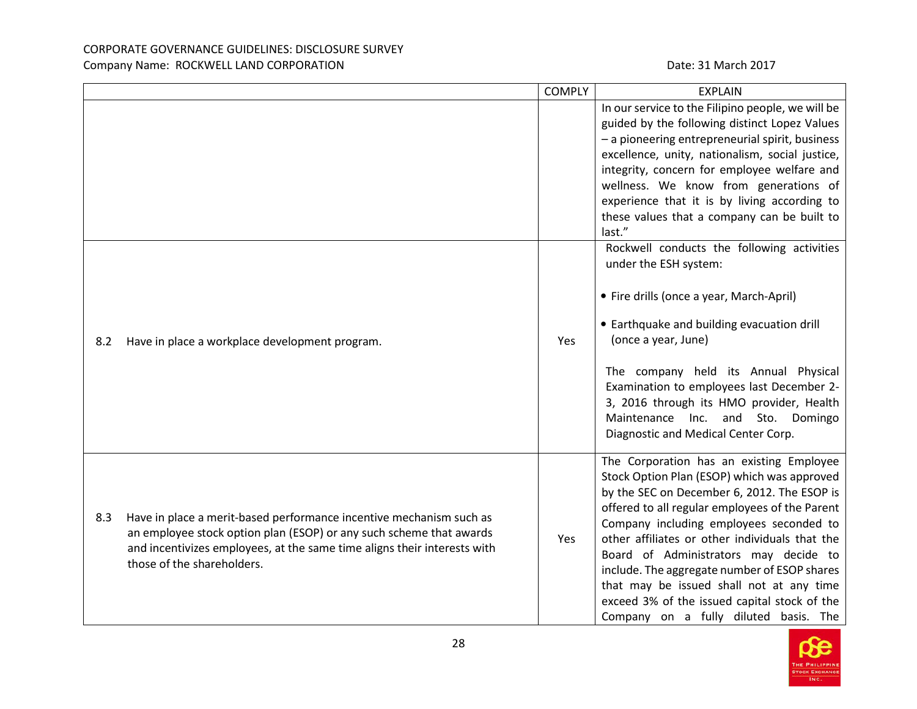CORPORATE GOVERNANCE GUIDELINES: DISCLOSURE SURVEY
Company Name: ROCKWELL LAND CORPORATION

Date: 31 March 2017

| | COMPLY | EXPLAIN |
|---|---|---|
| | | In our service to the Filipino people, we will be guided by the following distinct Lopez Values – a pioneering entrepreneurial spirit, business excellence, unity, nationalism, social justice, integrity, concern for employee welfare and wellness. We know from generations of experience that it is by living according to these values that a company can be built to last." |
| 8.2 Have in place a workplace development program. | Yes | Rockwell conducts the following activities under the ESH system:<br><br>• Fire drills (once a year, March-April)<br><br>• Earthquake and building evacuation drill (once a year, June)<br><br>The company held its Annual Physical Examination to employees last December 2-3, 2016 through its HMO provider, Health Maintenance Inc. and Sto. Domingo Diagnostic and Medical Center Corp. |
| 8.3 Have in place a merit-based performance incentive mechanism such as an employee stock option plan (ESOP) or any such scheme that awards and incentivizes employees, at the same time aligns their interests with those of the shareholders. | Yes | The Corporation has an existing Employee Stock Option Plan (ESOP) which was approved by the SEC on December 6, 2012. The ESOP is offered to all regular employees of the Parent Company including employees seconded to other affiliates or other individuals that the Board of Administrators may decide to include. The aggregate number of ESOP shares that may be issued shall not at any time exceed 3% of the issued capital stock of the Company on a fully diluted basis. The |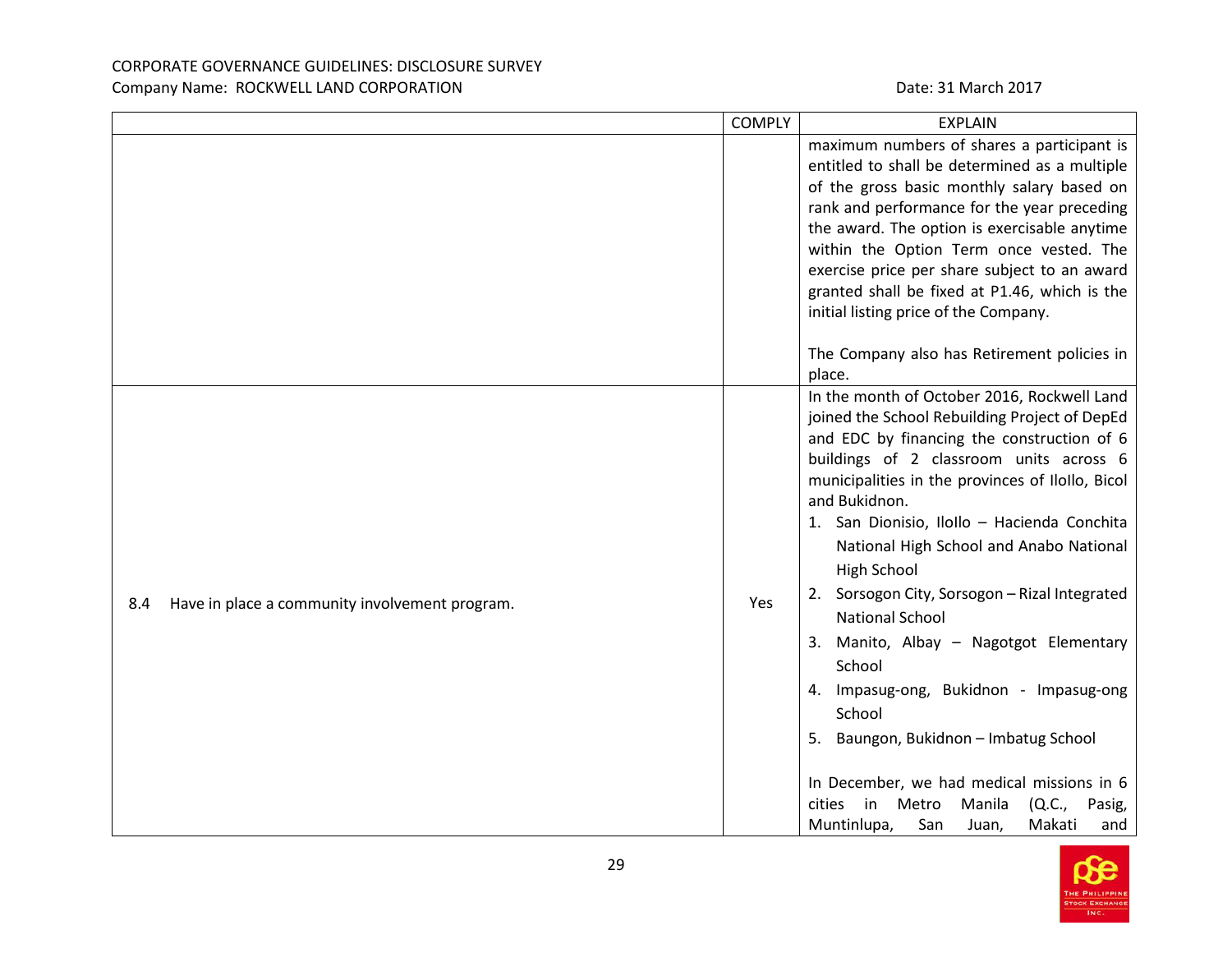| | COMPLY | EXPLAIN |
|---|---|---|
| | | maximum numbers of shares a participant is entitled to shall be determined as a multiple of the gross basic monthly salary based on rank and performance for the year preceding the award. The option is exercisable anytime within the Option Term once vested. The exercise price per share subject to an award granted shall be fixed at P1.46, which is the initial listing price of the Company.<br><br>The Company also has Retirement policies in place. |
| 8.4 Have in place a community involvement program. | Yes | In the month of October 2016, Rockwell Land joined the School Rebuilding Project of DepEd and EDC by financing the construction of 6 buildings of 2 classroom units across 6 municipalities in the provinces of Ilollo, Bicol and Bukidnon.<br>1. San Dionisio, Ilollo – Hacienda Conchita National High School and Anabo National High School<br>2. Sorsogon City, Sorsogon – Rizal Integrated National School<br>3. Manito, Albay – Nagotgot Elementary School<br>4. Impasug-ong, Bukidnon - Impasug-ong School<br>5. Baungon, Bukidnon – Imbatug School<br><br>In December, we had medical missions in 6 cities in Metro Manila (Q.C., Pasig, Muntinlupa, San Juan, Makati and |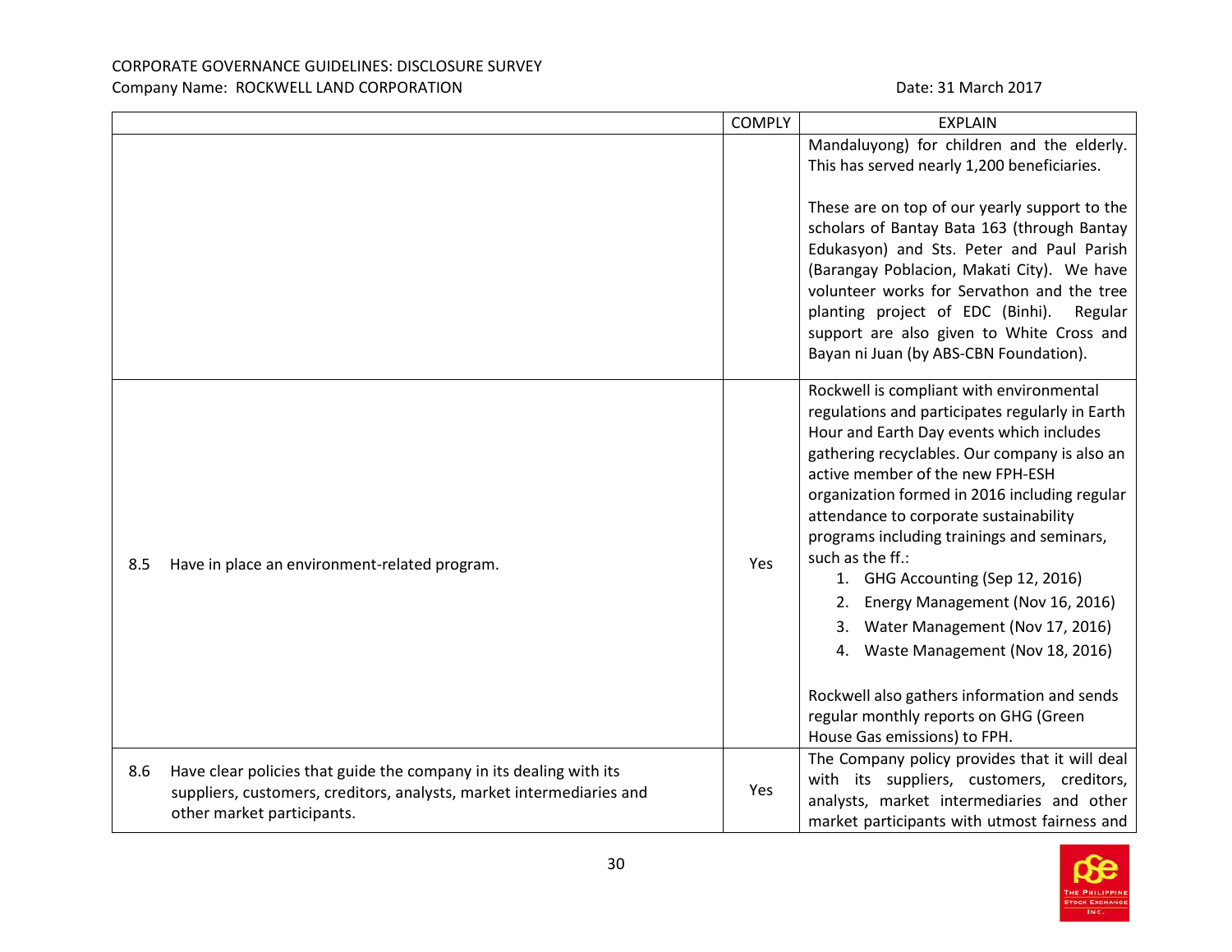| | COMPLY | EXPLAIN |
|---|---|---|
| | | Mandaluyong) for children and the elderly. This has served nearly 1,200 beneficiaries.<br><br>These are on top of our yearly support to the scholars of Bantay Bata 163 (through Bantay Edukasyon) and Sts. Peter and Paul Parish (Barangay Poblacion, Makati City). We have volunteer works for Servathon and the tree planting project of EDC (Binhi). Regular support are also given to White Cross and Bayan ni Juan (by ABS-CBN Foundation). |
| 8.5 Have in place an environment-related program. | Yes | Rockwell is compliant with environmental regulations and participates regularly in Earth Hour and Earth Day events which includes gathering recyclables. Our company is also an active member of the new FPH-ESH organization formed in 2016 including regular attendance to corporate sustainability programs including trainings and seminars, such as the ff.:<br>1. GHG Accounting (Sep 12, 2016)<br>2. Energy Management (Nov 16, 2016)<br>3. Water Management (Nov 17, 2016)<br>4. Waste Management (Nov 18, 2016)<br><br>Rockwell also gathers information and sends regular monthly reports on GHG (Green House Gas emissions) to FPH. |
| 8.6 Have clear policies that guide the company in its dealing with its suppliers, customers, creditors, analysts, market intermediaries and other market participants. | Yes | The Company policy provides that it will deal with its suppliers, customers, creditors, analysts, market intermediaries and other market participants with utmost fairness and |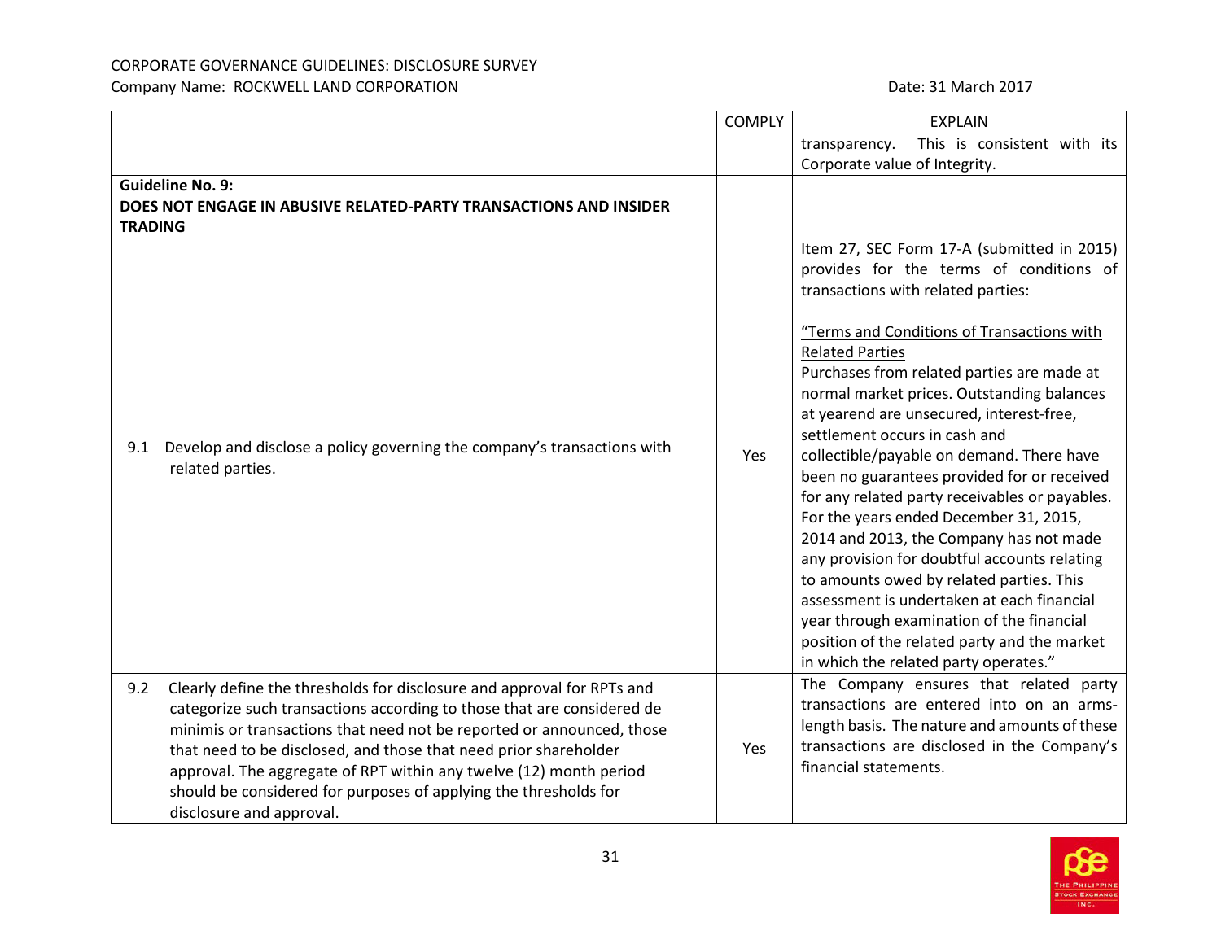| | COMPLY | EXPLAIN |
|---|---|---|
| | | transparency. This is consistent with its Corporate value of Integrity. |
| **Guideline No. 9: DOES NOT ENGAGE IN ABUSIVE RELATED-PARTY TRANSACTIONS AND INSIDER TRADING** | | |
| 9.1 Develop and disclose a policy governing the company's transactions with related parties. | Yes | Item 27, SEC Form 17-A (submitted in 2015) provides for the terms of conditions of transactions with related parties:<br><br>"Terms and Conditions of Transactions with Related Parties<br>Purchases from related parties are made at normal market prices. Outstanding balances at yearend are unsecured, interest-free, settlement occurs in cash and collectible/payable on demand. There have been no guarantees provided for or received for any related party receivables or payables. For the years ended December 31, 2015, 2014 and 2013, the Company has not made any provision for doubtful accounts relating to amounts owed by related parties. This assessment is undertaken at each financial year through examination of the financial position of the related party and the market in which the related party operates." |
| 9.2 Clearly define the thresholds for disclosure and approval for RPTs and categorize such transactions according to those that are considered de minimis or transactions that need not be reported or announced, those that need to be disclosed, and those that need prior shareholder approval. The aggregate of RPT within any twelve (12) month period should be considered for purposes of applying the thresholds for disclosure and approval. | Yes | The Company ensures that related party transactions are entered into on an arms-length basis. The nature and amounts of these transactions are disclosed in the Company's financial statements. |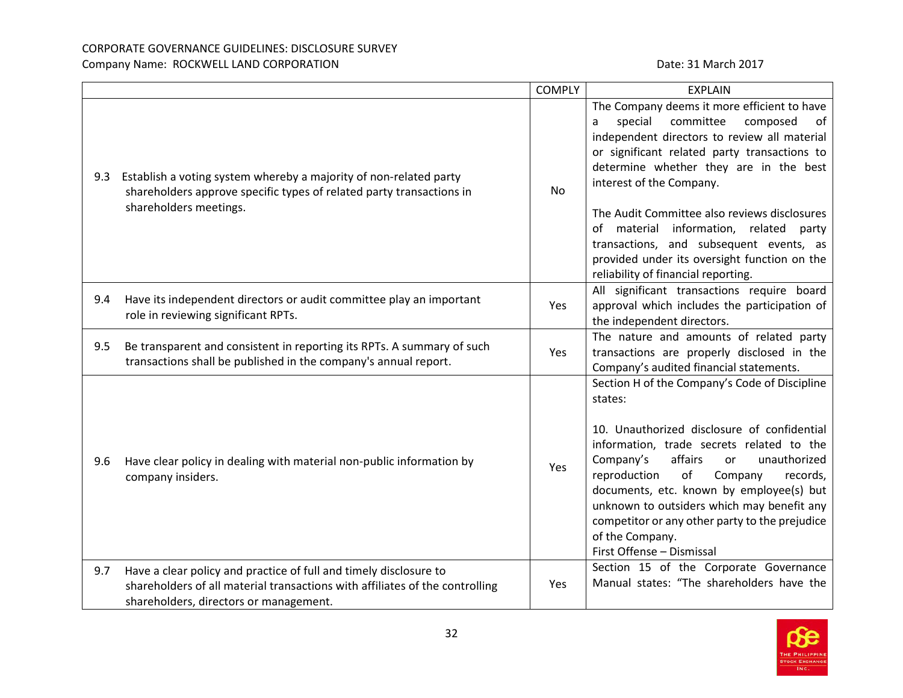CORPORATE GOVERNANCE GUIDELINES: DISCLOSURE SURVEY
Company Name: ROCKWELL LAND CORPORATION Date: 31 March 2017

| | COMPLY | EXPLAIN |
|---|---|---|
| 9.3 Establish a voting system whereby a majority of non-related party shareholders approve specific types of related party transactions in shareholders meetings. | No | The Company deems it more efficient to have a special committee composed of independent directors to review all material or significant related party transactions to determine whether they are in the best interest of the Company.<br><br>The Audit Committee also reviews disclosures of material information, related party transactions, and subsequent events, as provided under its oversight function on the reliability of financial reporting. |
| 9.4 Have its independent directors or audit committee play an important role in reviewing significant RPTs. | Yes | All significant transactions require board approval which includes the participation of the independent directors. |
| 9.5 Be transparent and consistent in reporting its RPTs. A summary of such transactions shall be published in the company's annual report. | Yes | The nature and amounts of related party transactions are properly disclosed in the Company's audited financial statements. |
| 9.6 Have clear policy in dealing with material non-public information by company insiders. | Yes | Section H of the Company's Code of Discipline states:<br><br>10. Unauthorized disclosure of confidential information, trade secrets related to the Company's affairs or unauthorized reproduction of Company records, documents, etc. known by employee(s) but unknown to outsiders which may benefit any competitor or any other party to the prejudice of the Company.<br>First Offense – Dismissal |
| 9.7 Have a clear policy and practice of full and timely disclosure to shareholders of all material transactions with affiliates of the controlling shareholders, directors or management. | Yes | Section 15 of the Corporate Governance Manual states: "The shareholders have the |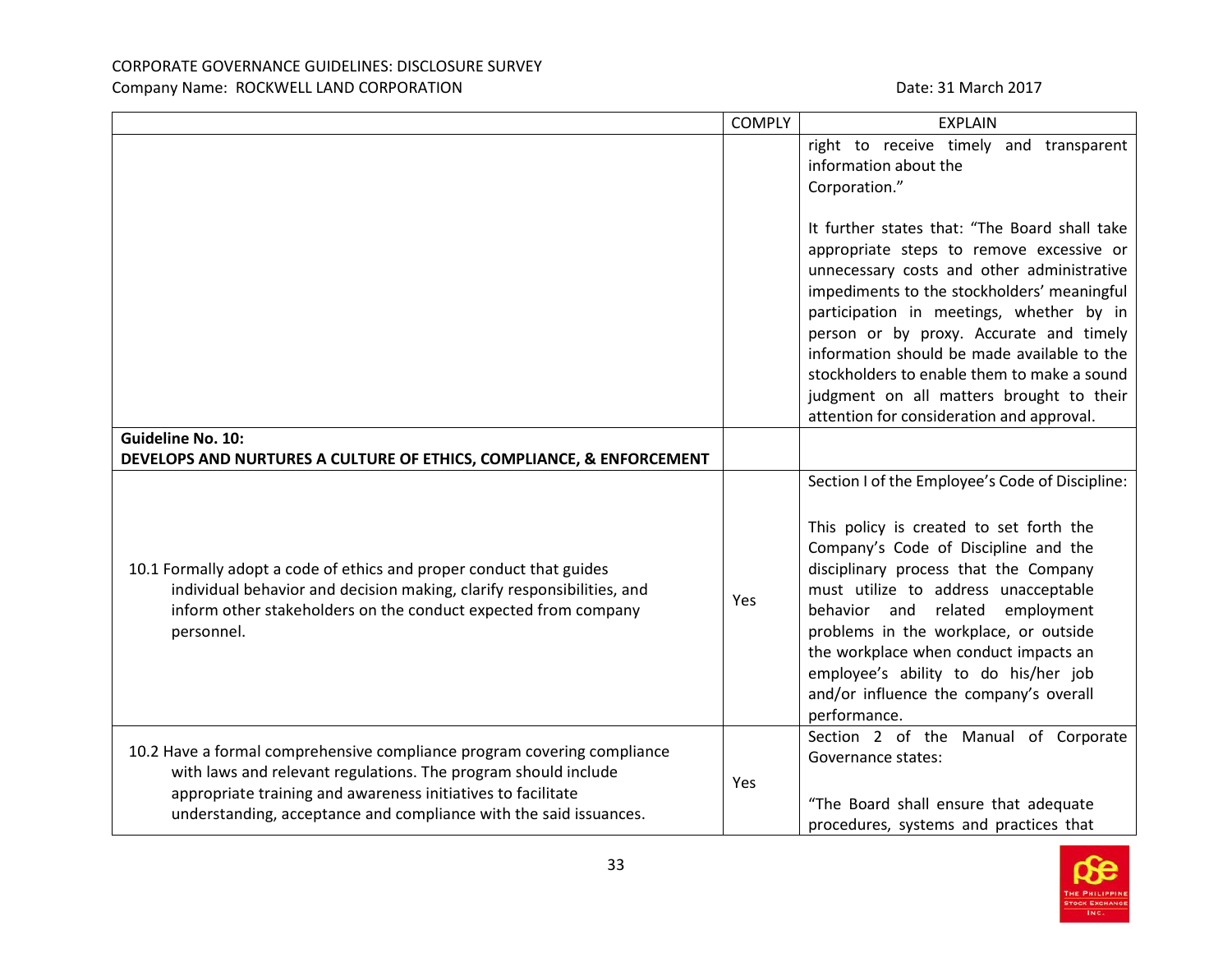CORPORATE GOVERNANCE GUIDELINES: DISCLOSURE SURVEY

Company Name: ROCKWELL LAND CORPORATION Date: 31 March 2017

| | COMPLY | EXPLAIN |
|---|---|---|
| | | right to receive timely and transparent information about the Corporation."<br><br>It further states that: "The Board shall take appropriate steps to remove excessive or unnecessary costs and other administrative impediments to the stockholders' meaningful participation in meetings, whether by in person or by proxy. Accurate and timely information should be made available to the stockholders to enable them to make a sound judgment on all matters brought to their attention for consideration and approval. |
| **Guideline No. 10:**<br>**DEVELOPS AND NURTURES A CULTURE OF ETHICS, COMPLIANCE, & ENFORCEMENT** | | |
| 10.1 Formally adopt a code of ethics and proper conduct that guides individual behavior and decision making, clarify responsibilities, and inform other stakeholders on the conduct expected from company personnel. | Yes | Section I of the Employee's Code of Discipline:<br><br>This policy is created to set forth the Company's Code of Discipline and the disciplinary process that the Company must utilize to address unacceptable behavior and related employment problems in the workplace, or outside the workplace when conduct impacts an employee's ability to do his/her job and/or influence the company's overall performance. |
| 10.2 Have a formal comprehensive compliance program covering compliance with laws and relevant regulations. The program should include appropriate training and awareness initiatives to facilitate understanding, acceptance and compliance with the said issuances. | Yes | Section 2 of the Manual of Corporate Governance states:<br><br>"The Board shall ensure that adequate procedures, systems and practices that |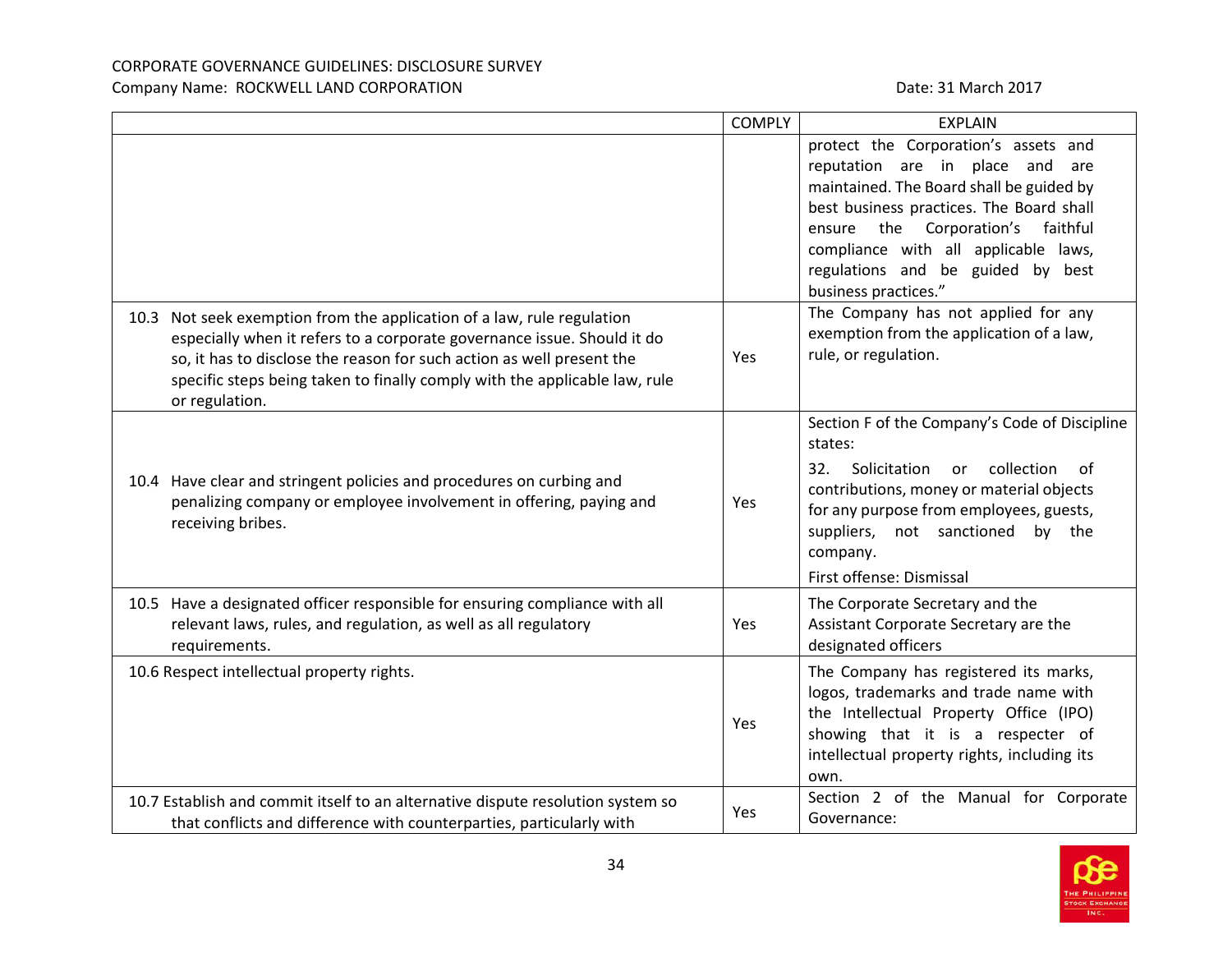| | COMPLY | EXPLAIN |
|---|---|---|
| | | protect the Corporation's assets and reputation are in place and are maintained. The Board shall be guided by best business practices. The Board shall ensure the Corporation's faithful compliance with all applicable laws, regulations and be guided by best business practices." |
| 10.3 Not seek exemption from the application of a law, rule regulation especially when it refers to a corporate governance issue. Should it do so, it has to disclose the reason for such action as well present the specific steps being taken to finally comply with the applicable law, rule or regulation. | Yes | The Company has not applied for any exemption from the application of a law, rule, or regulation. |
| 10.4 Have clear and stringent policies and procedures on curbing and penalizing company or employee involvement in offering, paying and receiving bribes. | Yes | Section F of the Company's Code of Discipline states:<br><br>32. Solicitation or collection of contributions, money or material objects for any purpose from employees, guests, suppliers, not sanctioned by the company.<br><br>First offense: Dismissal |
| 10.5 Have a designated officer responsible for ensuring compliance with all relevant laws, rules, and regulation, as well as all regulatory requirements. | Yes | The Corporate Secretary and the Assistant Corporate Secretary are the designated officers |
| 10.6 Respect intellectual property rights. | Yes | The Company has registered its marks, logos, trademarks and trade name with the Intellectual Property Office (IPO) showing that it is a respecter of intellectual property rights, including its own. |
| 10.7 Establish and commit itself to an alternative dispute resolution system so that conflicts and difference with counterparties, particularly with | Yes | Section 2 of the Manual for Corporate Governance: |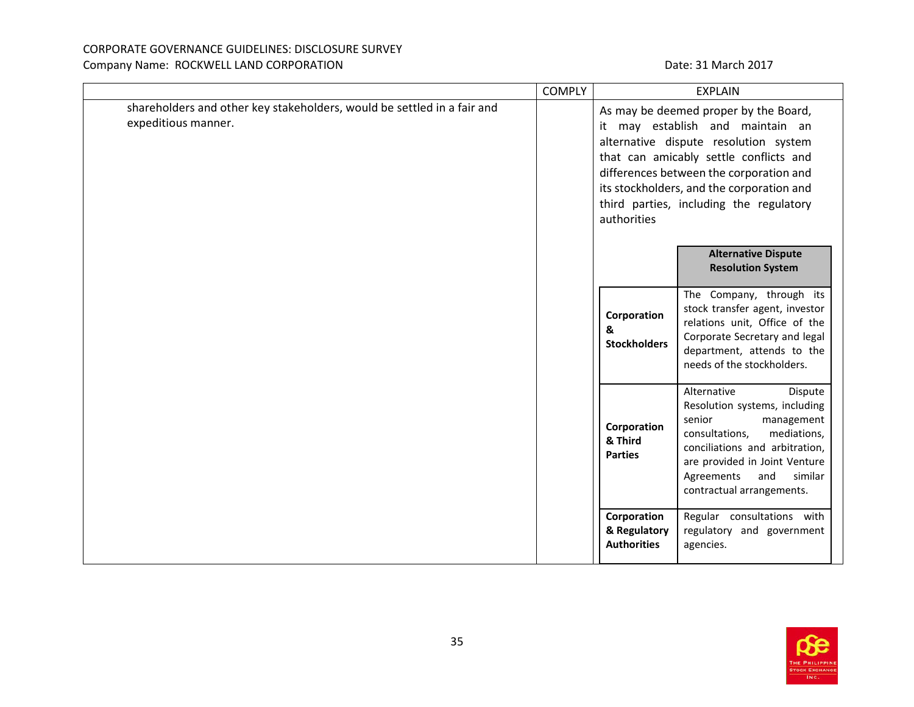| | COMPLY | EXPLAIN |
|---|---|---|
| shareholders and other key stakeholders, would be settled in a fair and expeditious manner. | | As may be deemed proper by the Board, it may establish and maintain an alternative dispute resolution system that can amicably settle conflicts and differences between the corporation and its stockholders, and the corporation and third parties, including the regulatory authorities |

| | Alternative Dispute Resolution System |
|---|---|
| **Corporation & Stockholders** | The Company, through its stock transfer agent, investor relations unit, Office of the Corporate Secretary and legal department, attends to the needs of the stockholders. |
| **Corporation & Third Parties** | Alternative Dispute Resolution systems, including senior management consultations, mediations, conciliations and arbitration, are provided in Joint Venture Agreements and similar contractual arrangements. |
| **Corporation & Regulatory Authorities** | Regular consultations with regulatory and government agencies. |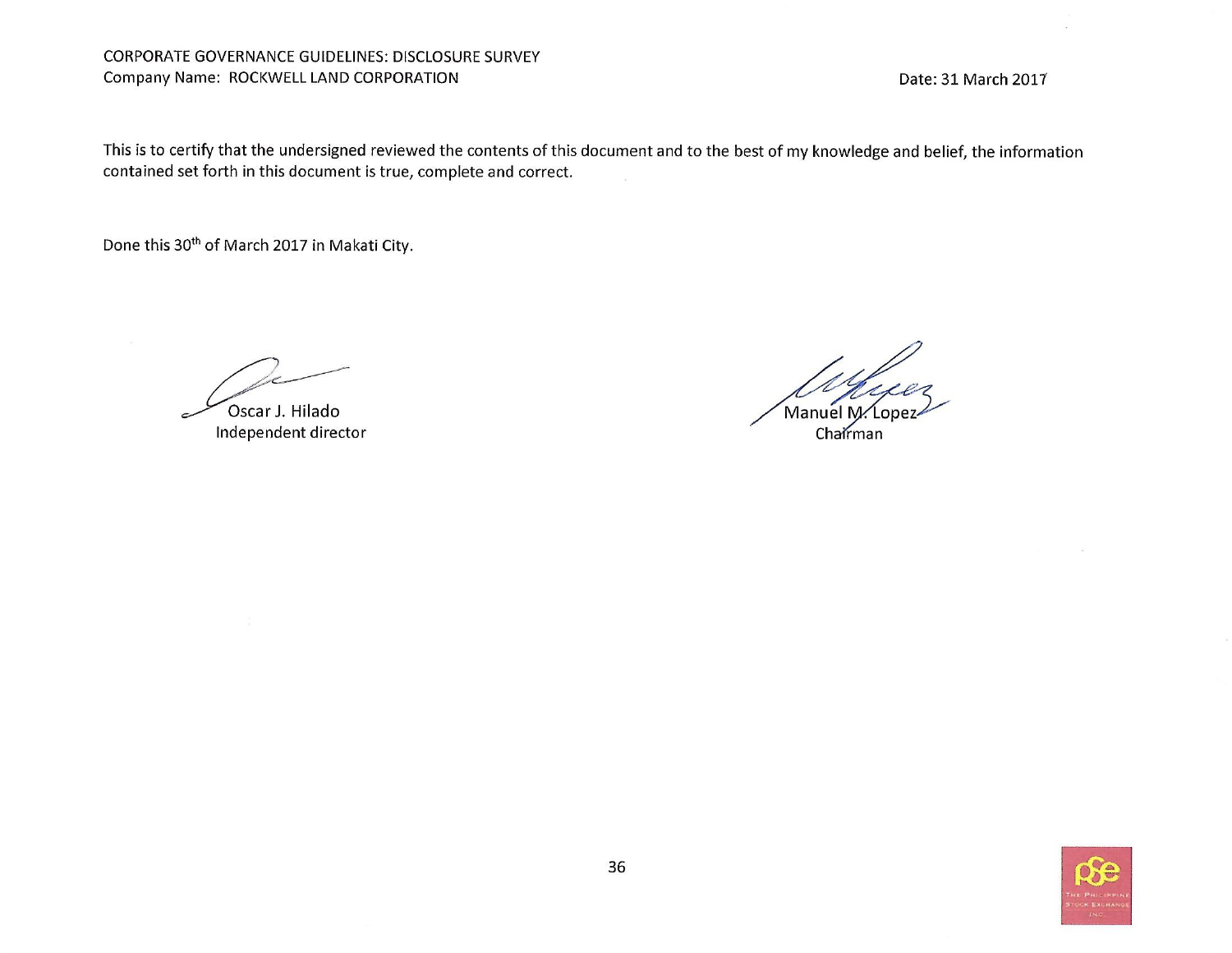CORPORATE GOVERNANCE GUIDELINES: DISCLOSURE SURVEY
Company Name: ROCKWELL LAND CORPORATION

Date: 31 March 2017

This is to certify that the undersigned reviewed the contents of this document and to the best of my knowledge and belief, the information contained set forth in this document is true, complete and correct.

Done this 30th of March 2017 in Makati City.

Oscar J. Hilado
Independent director

Manuel M. Lopez
Chairman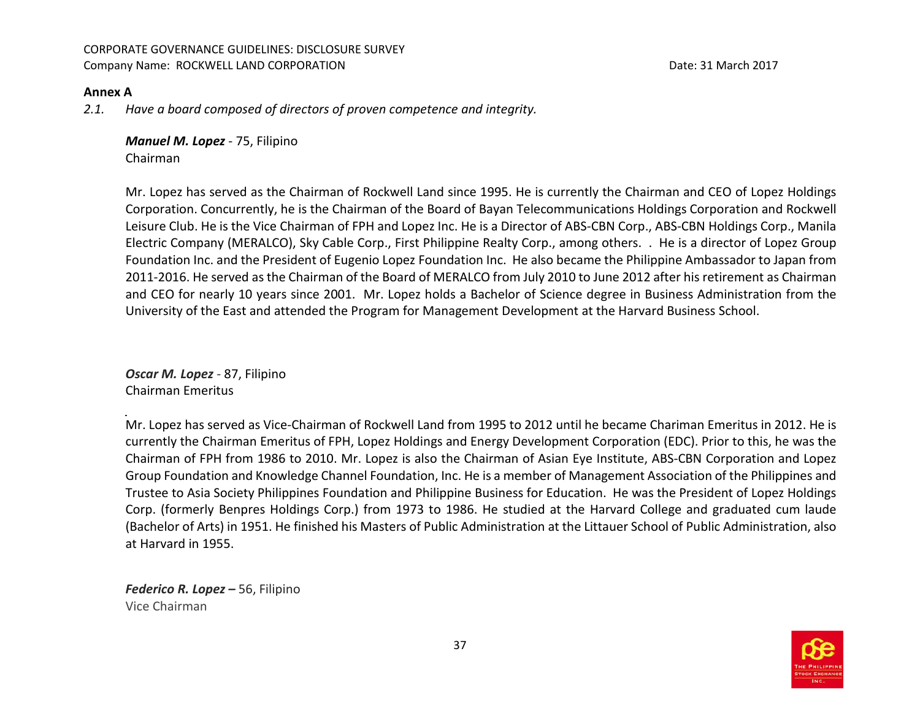**Annex A**

*2.1. Have a board composed of directors of proven competence and integrity.*

***Manuel M. Lopez*** - 75, Filipino
Chairman

Mr. Lopez has served as the Chairman of Rockwell Land since 1995. He is currently the Chairman and CEO of Lopez Holdings Corporation. Concurrently, he is the Chairman of the Board of Bayan Telecommunications Holdings Corporation and Rockwell Leisure Club. He is the Vice Chairman of FPH and Lopez Inc. He is a Director of ABS-CBN Corp., ABS-CBN Holdings Corp., Manila Electric Company (MERALCO), Sky Cable Corp., First Philippine Realty Corp., among others. . He is a director of Lopez Group Foundation Inc. and the President of Eugenio Lopez Foundation Inc. He also became the Philippine Ambassador to Japan from 2011-2016. He served as the Chairman of the Board of MERALCO from July 2010 to June 2012 after his retirement as Chairman and CEO for nearly 10 years since 2001. Mr. Lopez holds a Bachelor of Science degree in Business Administration from the University of the East and attended the Program for Management Development at the Harvard Business School.

***Oscar M. Lopez*** - 87, Filipino
Chairman Emeritus

Mr. Lopez has served as Vice-Chairman of Rockwell Land from 1995 to 2012 until he became Chariman Emeritus in 2012. He is currently the Chairman Emeritus of FPH, Lopez Holdings and Energy Development Corporation (EDC). Prior to this, he was the Chairman of FPH from 1986 to 2010. Mr. Lopez is also the Chairman of Asian Eye Institute, ABS-CBN Corporation and Lopez Group Foundation and Knowledge Channel Foundation, Inc. He is a member of Management Association of the Philippines and Trustee to Asia Society Philippines Foundation and Philippine Business for Education. He was the President of Lopez Holdings Corp. (formerly Benpres Holdings Corp.) from 1973 to 1986. He studied at the Harvard College and graduated cum laude (Bachelor of Arts) in 1951. He finished his Masters of Public Administration at the Littauer School of Public Administration, also at Harvard in 1955.

***Federico R. Lopez –*** 56, Filipino
Vice Chairman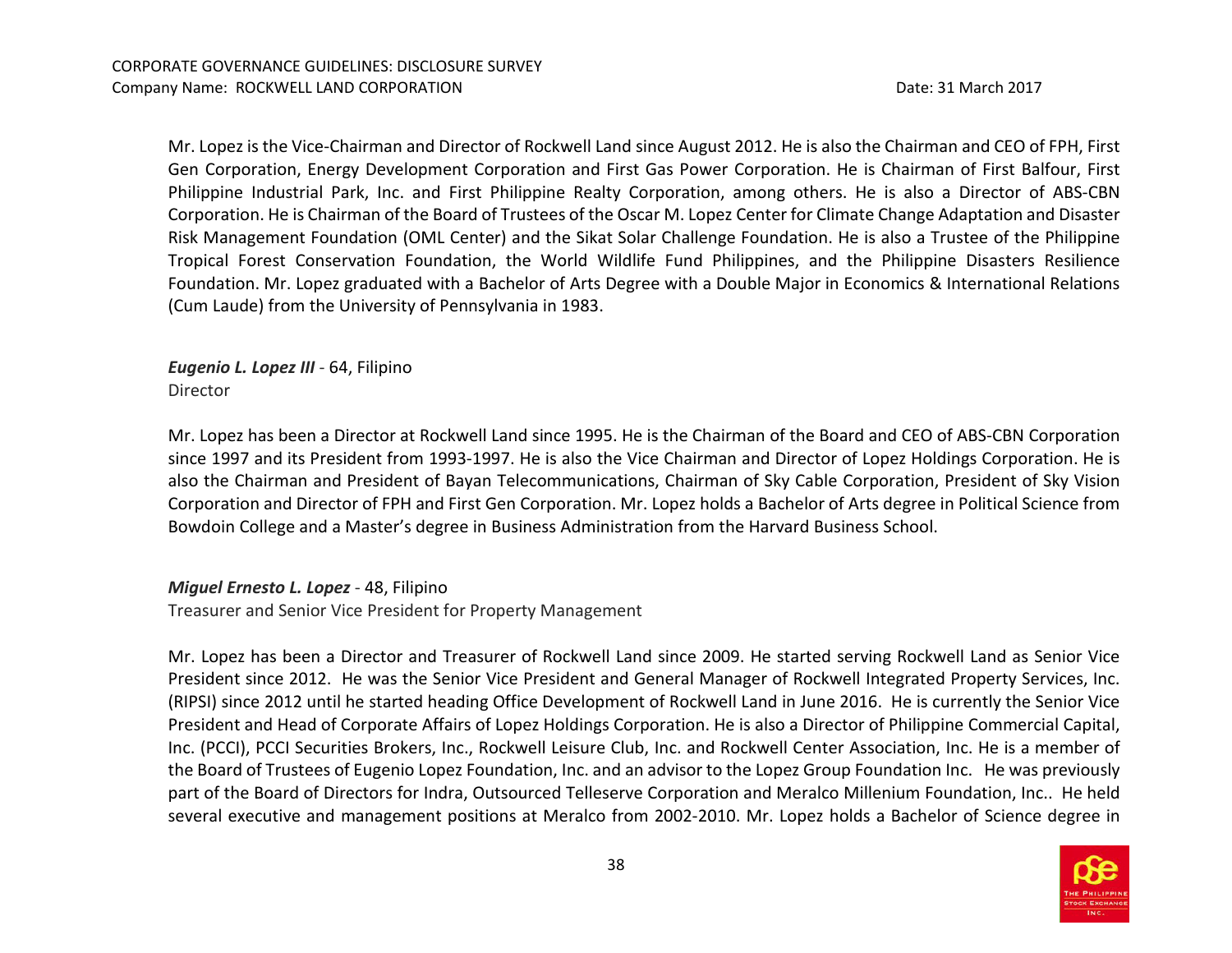Mr. Lopez is the Vice-Chairman and Director of Rockwell Land since August 2012. He is also the Chairman and CEO of FPH, First Gen Corporation, Energy Development Corporation and First Gas Power Corporation. He is Chairman of First Balfour, First Philippine Industrial Park, Inc. and First Philippine Realty Corporation, among others. He is also a Director of ABS-CBN Corporation. He is Chairman of the Board of Trustees of the Oscar M. Lopez Center for Climate Change Adaptation and Disaster Risk Management Foundation (OML Center) and the Sikat Solar Challenge Foundation. He is also a Trustee of the Philippine Tropical Forest Conservation Foundation, the World Wildlife Fund Philippines, and the Philippine Disasters Resilience Foundation. Mr. Lopez graduated with a Bachelor of Arts Degree with a Double Major in Economics & International Relations (Cum Laude) from the University of Pennsylvania in 1983.

***Eugenio L. Lopez III*** - 64, Filipino
Director

Mr. Lopez has been a Director at Rockwell Land since 1995. He is the Chairman of the Board and CEO of ABS-CBN Corporation since 1997 and its President from 1993-1997. He is also the Vice Chairman and Director of Lopez Holdings Corporation. He is also the Chairman and President of Bayan Telecommunications, Chairman of Sky Cable Corporation, President of Sky Vision Corporation and Director of FPH and First Gen Corporation. Mr. Lopez holds a Bachelor of Arts degree in Political Science from Bowdoin College and a Master's degree in Business Administration from the Harvard Business School.

***Miguel Ernesto L. Lopez*** - 48, Filipino
Treasurer and Senior Vice President for Property Management

Mr. Lopez has been a Director and Treasurer of Rockwell Land since 2009. He started serving Rockwell Land as Senior Vice President since 2012. He was the Senior Vice President and General Manager of Rockwell Integrated Property Services, Inc. (RIPSI) since 2012 until he started heading Office Development of Rockwell Land in June 2016. He is currently the Senior Vice President and Head of Corporate Affairs of Lopez Holdings Corporation. He is also a Director of Philippine Commercial Capital, Inc. (PCCI), PCCI Securities Brokers, Inc., Rockwell Leisure Club, Inc. and Rockwell Center Association, Inc. He is a member of the Board of Trustees of Eugenio Lopez Foundation, Inc. and an advisor to the Lopez Group Foundation Inc. He was previously part of the Board of Directors for Indra, Outsourced Telleserve Corporation and Meralco Millenium Foundation, Inc.. He held several executive and management positions at Meralco from 2002-2010. Mr. Lopez holds a Bachelor of Science degree in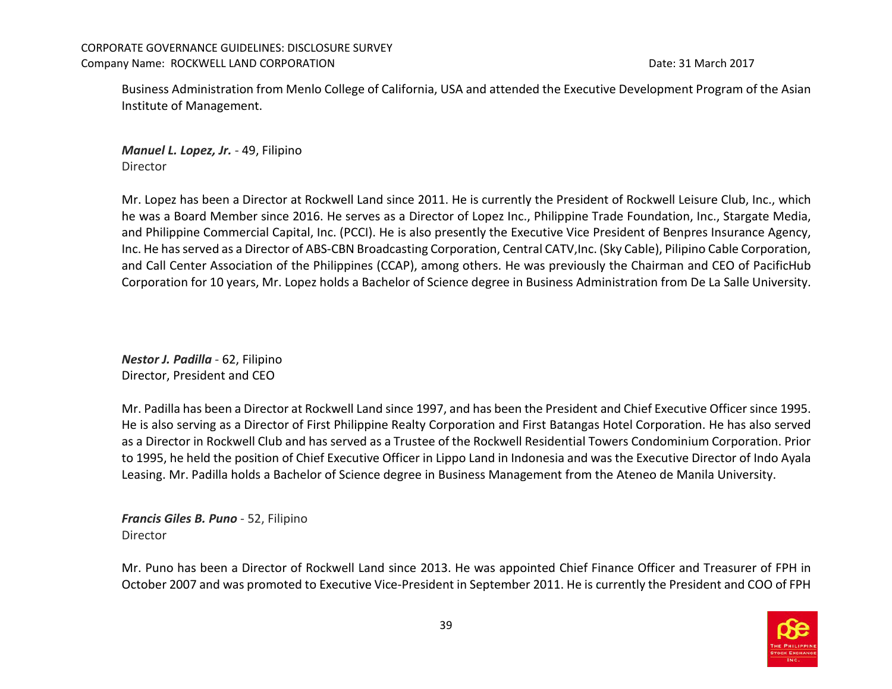Business Administration from Menlo College of California, USA and attended the Executive Development Program of the Asian Institute of Management.

***Manuel L. Lopez, Jr.*** - 49, Filipino
Director

Mr. Lopez has been a Director at Rockwell Land since 2011. He is currently the President of Rockwell Leisure Club, Inc., which he was a Board Member since 2016. He serves as a Director of Lopez Inc., Philippine Trade Foundation, Inc., Stargate Media, and Philippine Commercial Capital, Inc. (PCCI). He is also presently the Executive Vice President of Benpres Insurance Agency, Inc. He has served as a Director of ABS-CBN Broadcasting Corporation, Central CATV,Inc. (Sky Cable), Pilipino Cable Corporation, and Call Center Association of the Philippines (CCAP), among others. He was previously the Chairman and CEO of PacificHub Corporation for 10 years, Mr. Lopez holds a Bachelor of Science degree in Business Administration from De La Salle University.

***Nestor J. Padilla*** - 62, Filipino
Director, President and CEO

Mr. Padilla has been a Director at Rockwell Land since 1997, and has been the President and Chief Executive Officer since 1995. He is also serving as a Director of First Philippine Realty Corporation and First Batangas Hotel Corporation. He has also served as a Director in Rockwell Club and has served as a Trustee of the Rockwell Residential Towers Condominium Corporation. Prior to 1995, he held the position of Chief Executive Officer in Lippo Land in Indonesia and was the Executive Director of Indo Ayala Leasing. Mr. Padilla holds a Bachelor of Science degree in Business Management from the Ateneo de Manila University.

***Francis Giles B. Puno*** - 52, Filipino
Director

Mr. Puno has been a Director of Rockwell Land since 2013. He was appointed Chief Finance Officer and Treasurer of FPH in October 2007 and was promoted to Executive Vice-President in September 2011. He is currently the President and COO of FPH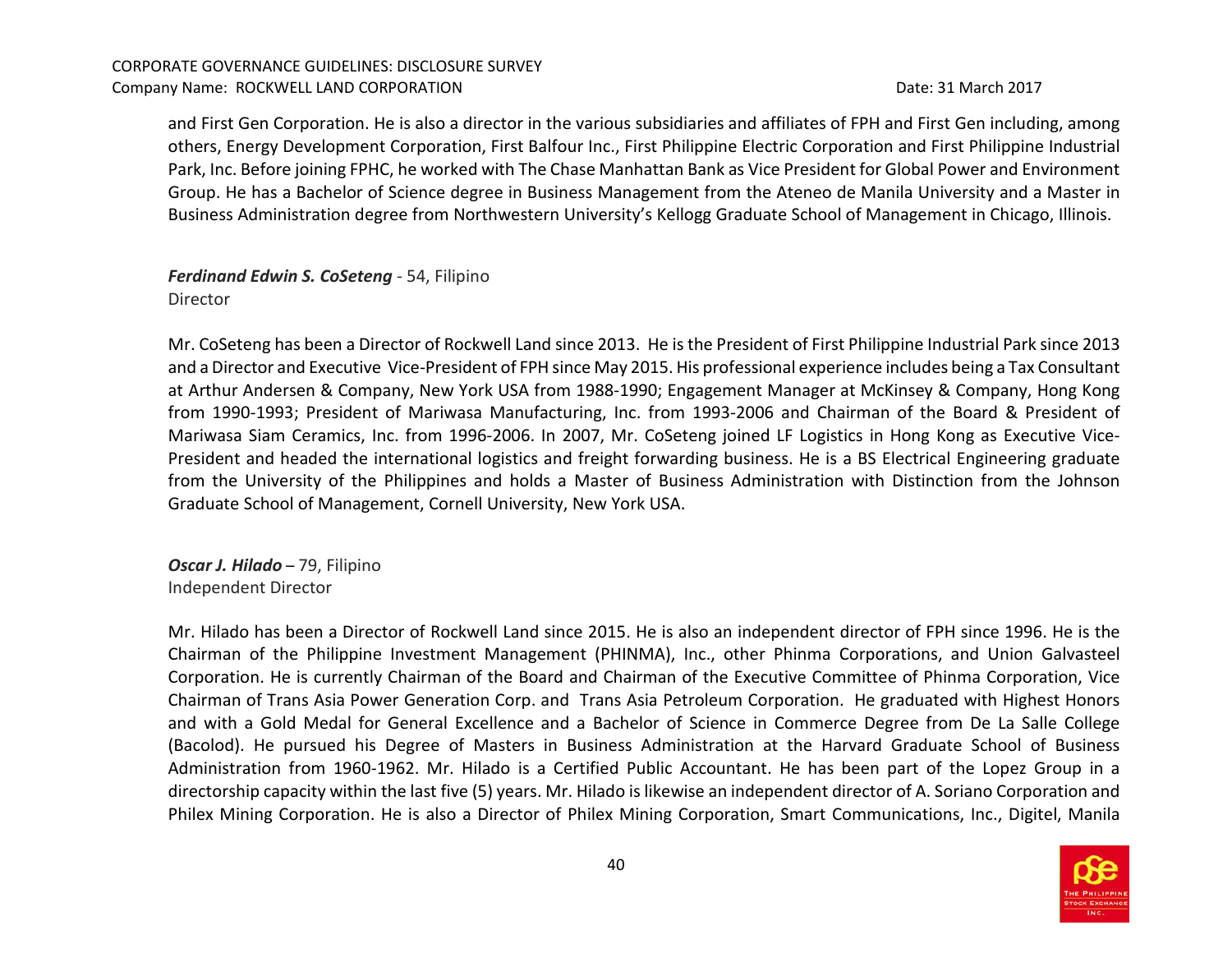and First Gen Corporation. He is also a director in the various subsidiaries and affiliates of FPH and First Gen including, among others, Energy Development Corporation, First Balfour Inc., First Philippine Electric Corporation and First Philippine Industrial Park, Inc. Before joining FPHC, he worked with The Chase Manhattan Bank as Vice President for Global Power and Environment Group. He has a Bachelor of Science degree in Business Management from the Ateneo de Manila University and a Master in Business Administration degree from Northwestern University's Kellogg Graduate School of Management in Chicago, Illinois.

***Ferdinand Edwin S. CoSeteng*** - 54, Filipino
Director

Mr. CoSeteng has been a Director of Rockwell Land since 2013. He is the President of First Philippine Industrial Park since 2013 and a Director and Executive Vice-President of FPH since May 2015. His professional experience includes being a Tax Consultant at Arthur Andersen & Company, New York USA from 1988-1990; Engagement Manager at McKinsey & Company, Hong Kong from 1990-1993; President of Mariwasa Manufacturing, Inc. from 1993-2006 and Chairman of the Board & President of Mariwasa Siam Ceramics, Inc. from 1996-2006. In 2007, Mr. CoSeteng joined LF Logistics in Hong Kong as Executive Vice-President and headed the international logistics and freight forwarding business. He is a BS Electrical Engineering graduate from the University of the Philippines and holds a Master of Business Administration with Distinction from the Johnson Graduate School of Management, Cornell University, New York USA.

***Oscar J. Hilado*** – 79, Filipino
Independent Director

Mr. Hilado has been a Director of Rockwell Land since 2015. He is also an independent director of FPH since 1996. He is the Chairman of the Philippine Investment Management (PHINMA), Inc., other Phinma Corporations, and Union Galvasteel Corporation. He is currently Chairman of the Board and Chairman of the Executive Committee of Phinma Corporation, Vice Chairman of Trans Asia Power Generation Corp. and Trans Asia Petroleum Corporation. He graduated with Highest Honors and with a Gold Medal for General Excellence and a Bachelor of Science in Commerce Degree from De La Salle College (Bacolod). He pursued his Degree of Masters in Business Administration at the Harvard Graduate School of Business Administration from 1960-1962. Mr. Hilado is a Certified Public Accountant. He has been part of the Lopez Group in a directorship capacity within the last five (5) years. Mr. Hilado is likewise an independent director of A. Soriano Corporation and Philex Mining Corporation. He is also a Director of Philex Mining Corporation, Smart Communications, Inc., Digitel, Manila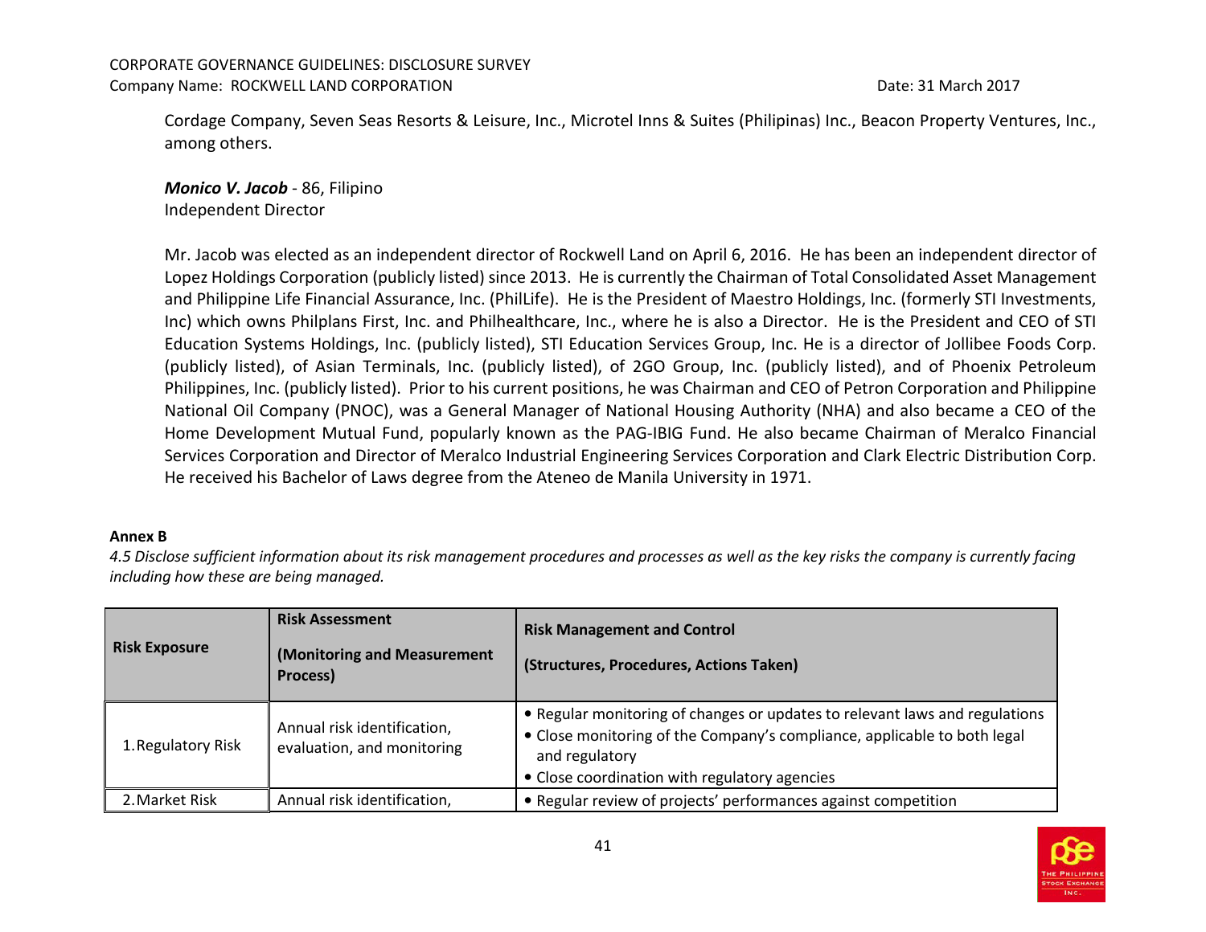Cordage Company, Seven Seas Resorts & Leisure, Inc., Microtel Inns & Suites (Philipinas) Inc., Beacon Property Ventures, Inc., among others.

***Monico V. Jacob*** - 86, Filipino
Independent Director

Mr. Jacob was elected as an independent director of Rockwell Land on April 6, 2016. He has been an independent director of Lopez Holdings Corporation (publicly listed) since 2013. He is currently the Chairman of Total Consolidated Asset Management and Philippine Life Financial Assurance, Inc. (PhilLife). He is the President of Maestro Holdings, Inc. (formerly STI Investments, Inc) which owns Philplans First, Inc. and Philhealthcare, Inc., where he is also a Director. He is the President and CEO of STI Education Systems Holdings, Inc. (publicly listed), STI Education Services Group, Inc. He is a director of Jollibee Foods Corp. (publicly listed), of Asian Terminals, Inc. (publicly listed), of 2GO Group, Inc. (publicly listed), and of Phoenix Petroleum Philippines, Inc. (publicly listed). Prior to his current positions, he was Chairman and CEO of Petron Corporation and Philippine National Oil Company (PNOC), was a General Manager of National Housing Authority (NHA) and also became a CEO of the Home Development Mutual Fund, popularly known as the PAG-IBIG Fund. He also became Chairman of Meralco Financial Services Corporation and Director of Meralco Industrial Engineering Services Corporation and Clark Electric Distribution Corp. He received his Bachelor of Laws degree from the Ateneo de Manila University in 1971.

**Annex B**

*4.5 Disclose sufficient information about its risk management procedures and processes as well as the key risks the company is currently facing including how these are being managed.*

| **Risk Exposure** | **Risk Assessment (Monitoring and Measurement Process)** | **Risk Management and Control (Structures, Procedures, Actions Taken)** |
|---|---|---|
| 1. Regulatory Risk | Annual risk identification, evaluation, and monitoring | • Regular monitoring of changes or updates to relevant laws and regulations<br>• Close monitoring of the Company's compliance, applicable to both legal and regulatory<br>• Close coordination with regulatory agencies |
| 2. Market Risk | Annual risk identification, | • Regular review of projects' performances against competition |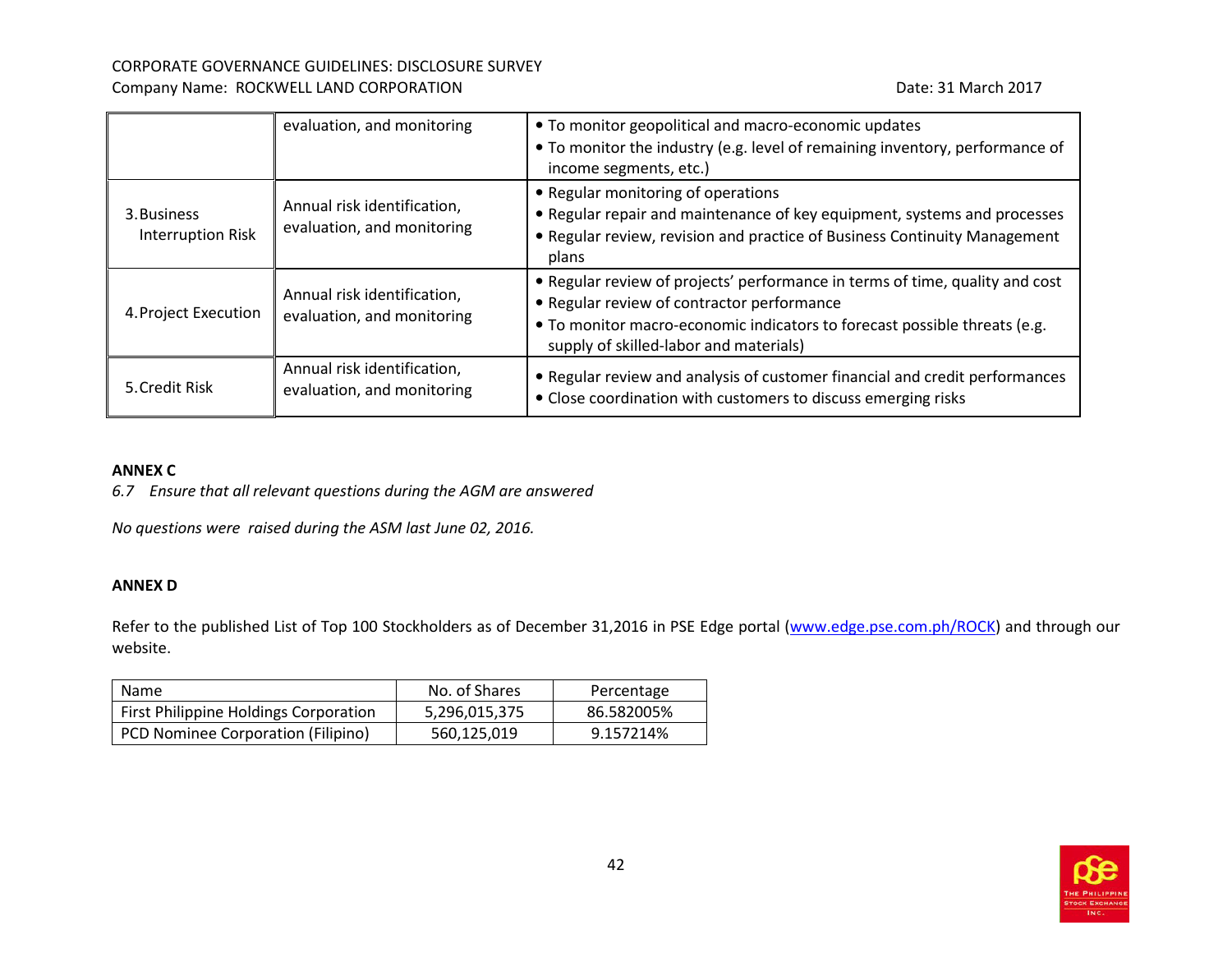| | | |
|---|---|---|
| | evaluation, and monitoring | • To monitor geopolitical and macro-economic updates<br>• To monitor the industry (e.g. level of remaining inventory, performance of income segments, etc.) |
| 3. Business Interruption Risk | Annual risk identification, evaluation, and monitoring | • Regular monitoring of operations<br>• Regular repair and maintenance of key equipment, systems and processes<br>• Regular review, revision and practice of Business Continuity Management plans |
| 4. Project Execution | Annual risk identification, evaluation, and monitoring | • Regular review of projects' performance in terms of time, quality and cost<br>• Regular review of contractor performance<br>• To monitor macro-economic indicators to forecast possible threats (e.g. supply of skilled-labor and materials) |
| 5. Credit Risk | Annual risk identification, evaluation, and monitoring | • Regular review and analysis of customer financial and credit performances<br>• Close coordination with customers to discuss emerging risks |

**ANNEX C**

*6.7 Ensure that all relevant questions during the AGM are answered*

*No questions were raised during the ASM last June 02, 2016.*

**ANNEX D**

Refer to the published List of Top 100 Stockholders as of December 31,2016 in PSE Edge portal (www.edge.pse.com.ph/ROCK) and through our website.

| Name | No. of Shares | Percentage |
|---|---|---|
| First Philippine Holdings Corporation | 5,296,015,375 | 86.582005% |
| PCD Nominee Corporation (Filipino) | 560,125,019 | 9.157214% |